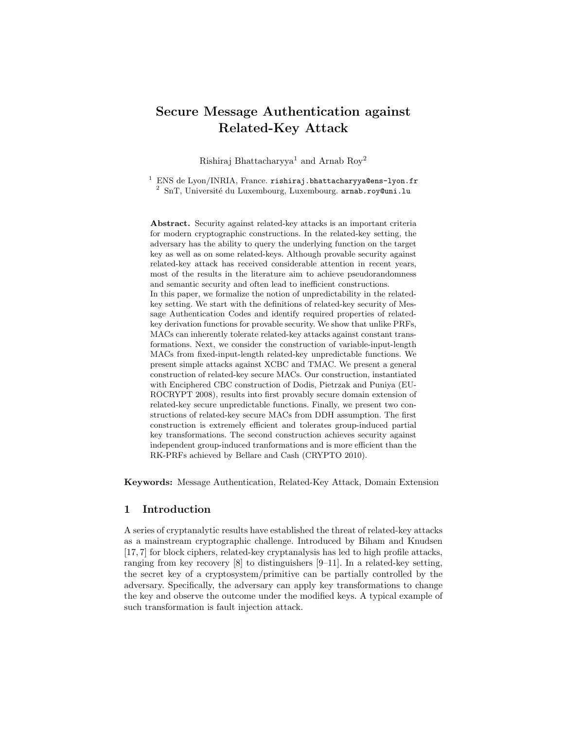# Secure Message Authentication against Related-Key Attack

Rishiraj Bhattacharyya[1] and Arnab Roy[2]

[1] ENS de Lyon/INRIA, France. rishiraj.bhattacharyya@ens-lyon.fr
[2] SnT, Université du Luxembourg, Luxembourg. arnab.roy@uni.lu

**Abstract.** Security against related-key attacks is an important criteria for modern cryptographic constructions. In the related-key setting, the adversary has the ability to query the underlying function on the target key as well as on some related-keys. Although provable security against related-key attack has received considerable attention in recent years, most of the results in the literature aim to achieve pseudorandomness and semantic security and often lead to inefficient constructions.
In this paper, we formalize the notion of unpredictability in the related-key setting. We start with the definitions of related-key security of Message Authentication Codes and identify required properties of related-key derivation functions for provable security. We show that unlike PRFs, MACs can inherently tolerate related-key attacks against constant transformations. Next, we consider the construction of variable-input-length MACs from fixed-input-length related-key unpredictable functions. We present simple attacks against XCBC and TMAC. We present a general construction of related-key secure MACs. Our construction, instantiated with Enciphered CBC construction of Dodis, Pietrzak and Puniya (EUROCRYPT 2008), results into first provably secure domain extension of related-key secure unpredictable functions. Finally, we present two constructions of related-key secure MACs from DDH assumption. The first construction is extremely efficient and tolerates group-induced partial key transformations. The second construction achieves security against independent group-induced tranformations and is more efficient than the RK-PRFs achieved by Bellare and Cash (CRYPTO 2010).

**Keywords:** Message Authentication, Related-Key Attack, Domain Extension

## 1 Introduction

A series of cryptanalytic results have established the threat of related-key attacks as a mainstream cryptographic challenge. Introduced by Biham and Knudsen [17, 7] for block ciphers, related-key cryptanalysis has led to high profile attacks, ranging from key recovery [8] to distinguishers [9–11]. In a related-key setting, the secret key of a cryptosystem/primitive can be partially controlled by the adversary. Specifically, the adversary can apply key transformations to change the key and observe the outcome under the modified keys. A typical example of such transformation is fault injection attack.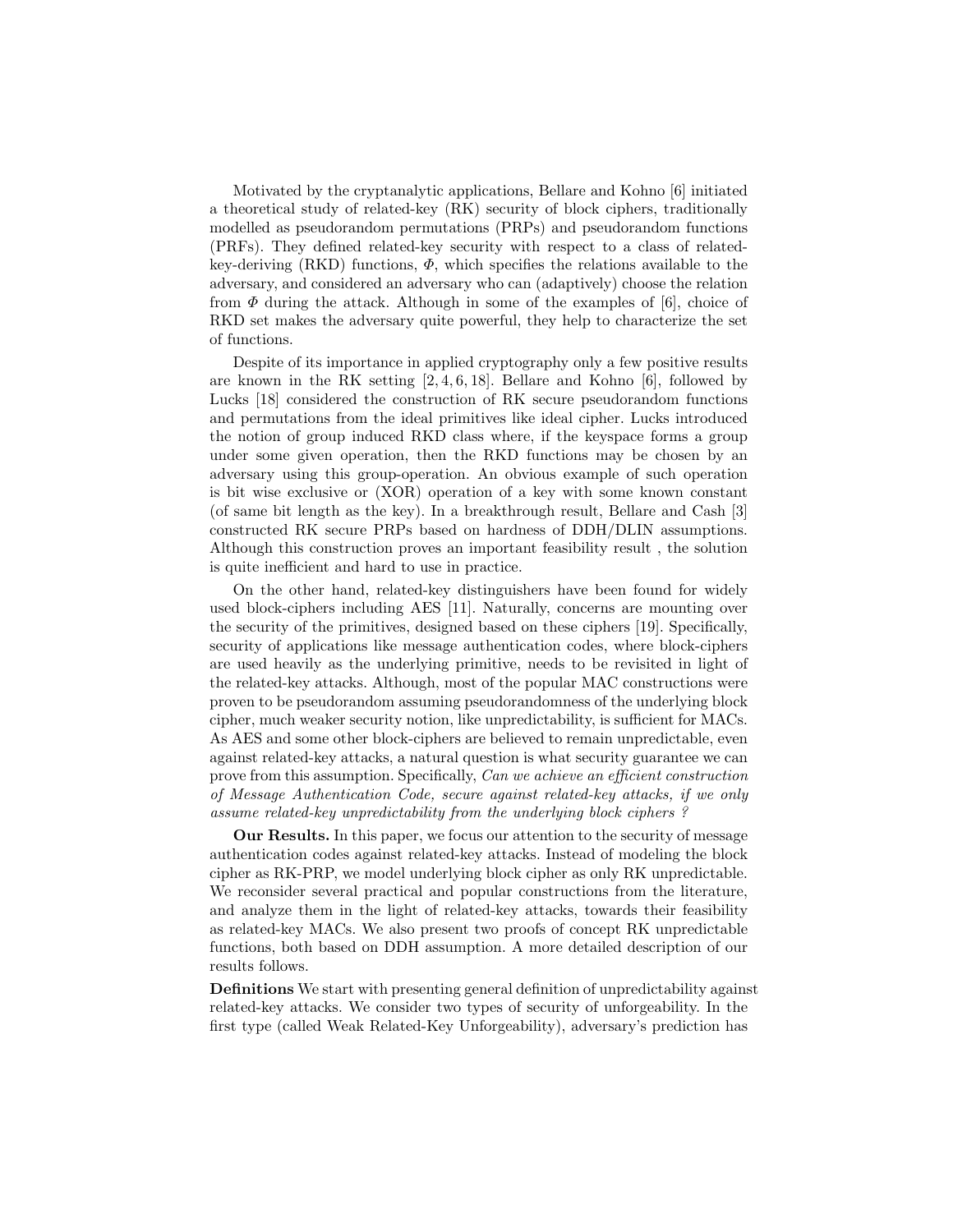Motivated by the cryptanalytic applications, Bellare and Kohno [6] initiated a theoretical study of related-key (RK) security of block ciphers, traditionally modelled as pseudorandom permutations (PRPs) and pseudorandom functions (PRFs). They defined related-key security with respect to a class of related-key-deriving (RKD) functions, $\Phi$, which specifies the relations available to the adversary, and considered an adversary who can (adaptively) choose the relation from $\Phi$ during the attack. Although in some of the examples of [6], choice of RKD set makes the adversary quite powerful, they help to characterize the set of functions.

Despite of its importance in applied cryptography only a few positive results are known in the RK setting [2, 4, 6, 18]. Bellare and Kohno [6], followed by Lucks [18] considered the construction of RK secure pseudorandom functions and permutations from the ideal primitives like ideal cipher. Lucks introduced the notion of group induced RKD class where, if the keyspace forms a group under some given operation, then the RKD functions may be chosen by an adversary using this group-operation. An obvious example of such operation is bit wise exclusive or (XOR) operation of a key with some known constant (of same bit length as the key). In a breakthrough result, Bellare and Cash [3] constructed RK secure PRPs based on hardness of DDH/DLIN assumptions. Although this construction proves an important feasibility result , the solution is quite inefficient and hard to use in practice.

On the other hand, related-key distinguishers have been found for widely used block-ciphers including AES [11]. Naturally, concerns are mounting over the security of the primitives, designed based on these ciphers [19]. Specifically, security of applications like message authentication codes, where block-ciphers are used heavily as the underlying primitive, needs to be revisited in light of the related-key attacks. Although, most of the popular MAC constructions were proven to be pseudorandom assuming pseudorandomness of the underlying block cipher, much weaker security notion, like unpredictability, is sufficient for MACs. As AES and some other block-ciphers are believed to remain unpredictable, even against related-key attacks, a natural question is what security guarantee we can prove from this assumption. Specifically, *Can we achieve an efficient construction of Message Authentication Code, secure against related-key attacks, if we only assume related-key unpredictability from the underlying block ciphers ?*

**Our Results.** In this paper, we focus our attention to the security of message authentication codes against related-key attacks. Instead of modeling the block cipher as RK-PRP, we model underlying block cipher as only RK unpredictable. We reconsider several practical and popular constructions from the literature, and analyze them in the light of related-key attacks, towards their feasibility as related-key MACs. We also present two proofs of concept RK unpredictable functions, both based on DDH assumption. A more detailed description of our results follows.

**Definitions** We start with presenting general definition of unpredictability against related-key attacks. We consider two types of security of unforgeability. In the first type (called Weak Related-Key Unforgeability), adversary's prediction has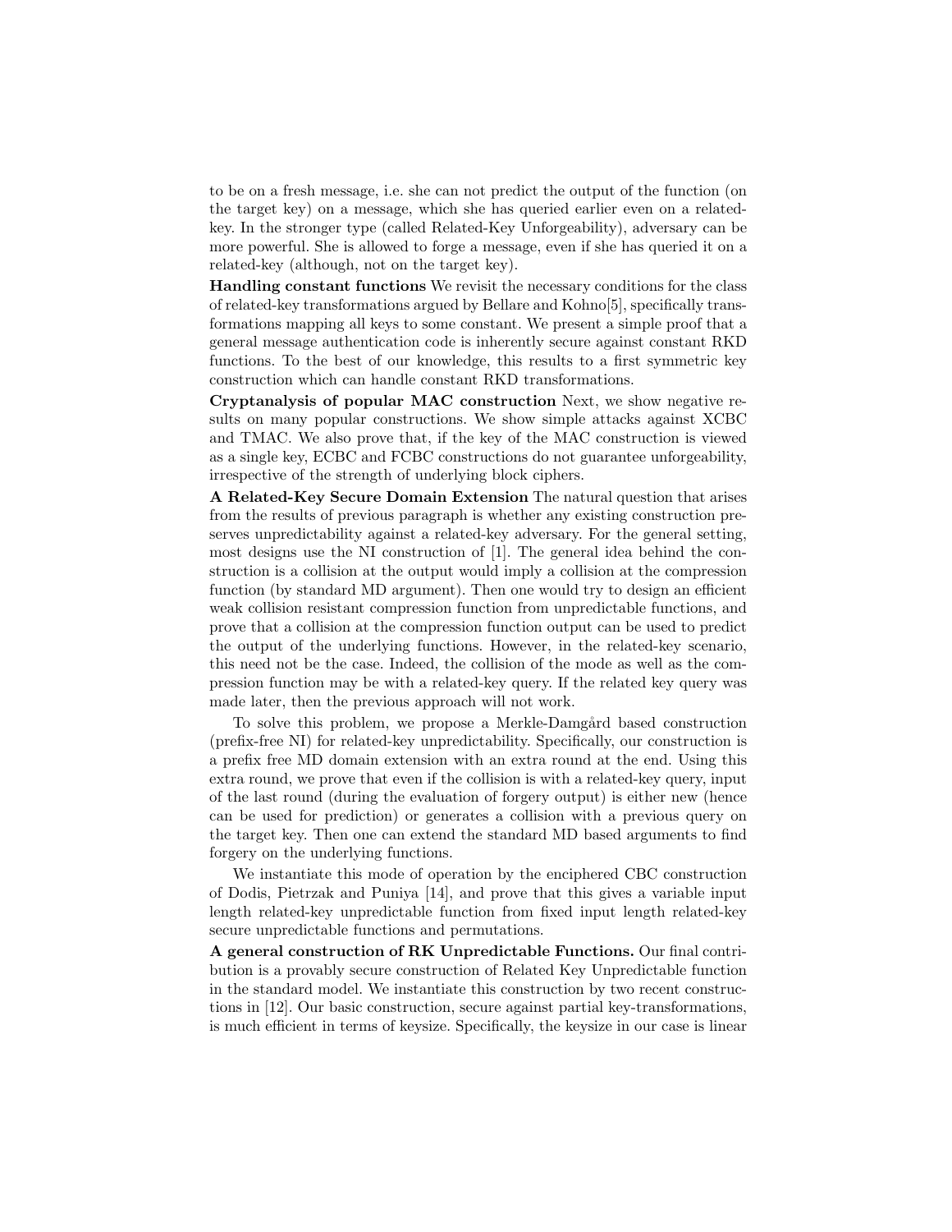to be on a fresh message, i.e. she can not predict the output of the function (on the target key) on a message, which she has queried earlier even on a related-key. In the stronger type (called Related-Key Unforgeability), adversary can be more powerful. She is allowed to forge a message, even if she has queried it on a related-key (although, not on the target key).

**Handling constant functions** We revisit the necessary conditions for the class of related-key transformations argued by Bellare and Kohno[5], specifically transformations mapping all keys to some constant. We present a simple proof that a general message authentication code is inherently secure against constant RKD functions. To the best of our knowledge, this results to a first symmetric key construction which can handle constant RKD transformations.

**Cryptanalysis of popular MAC construction** Next, we show negative results on many popular constructions. We show simple attacks against XCBC and TMAC. We also prove that, if the key of the MAC construction is viewed as a single key, ECBC and FCBC constructions do not guarantee unforgeability, irrespective of the strength of underlying block ciphers.

**A Related-Key Secure Domain Extension** The natural question that arises from the results of previous paragraph is whether any existing construction preserves unpredictability against a related-key adversary. For the general setting, most designs use the NI construction of [1]. The general idea behind the construction is a collision at the output would imply a collision at the compression function (by standard MD argument). Then one would try to design an efficient weak collision resistant compression function from unpredictable functions, and prove that a collision at the compression function output can be used to predict the output of the underlying functions. However, in the related-key scenario, this need not be the case. Indeed, the collision of the mode as well as the compression function may be with a related-key query. If the related key query was made later, then the previous approach will not work.

To solve this problem, we propose a Merkle-Damgård based construction (prefix-free NI) for related-key unpredictability. Specifically, our construction is a prefix free MD domain extension with an extra round at the end. Using this extra round, we prove that even if the collision is with a related-key query, input of the last round (during the evaluation of forgery output) is either new (hence can be used for prediction) or generates a collision with a previous query on the target key. Then one can extend the standard MD based arguments to find forgery on the underlying functions.

We instantiate this mode of operation by the enciphered CBC construction of Dodis, Pietrzak and Puniya [14], and prove that this gives a variable input length related-key unpredictable function from fixed input length related-key secure unpredictable functions and permutations.

**A general construction of RK Unpredictable Functions.** Our final contribution is a provably secure construction of Related Key Unpredictable function in the standard model. We instantiate this construction by two recent constructions in [12]. Our basic construction, secure against partial key-transformations, is much efficient in terms of keysize. Specifically, the keysize in our case is linear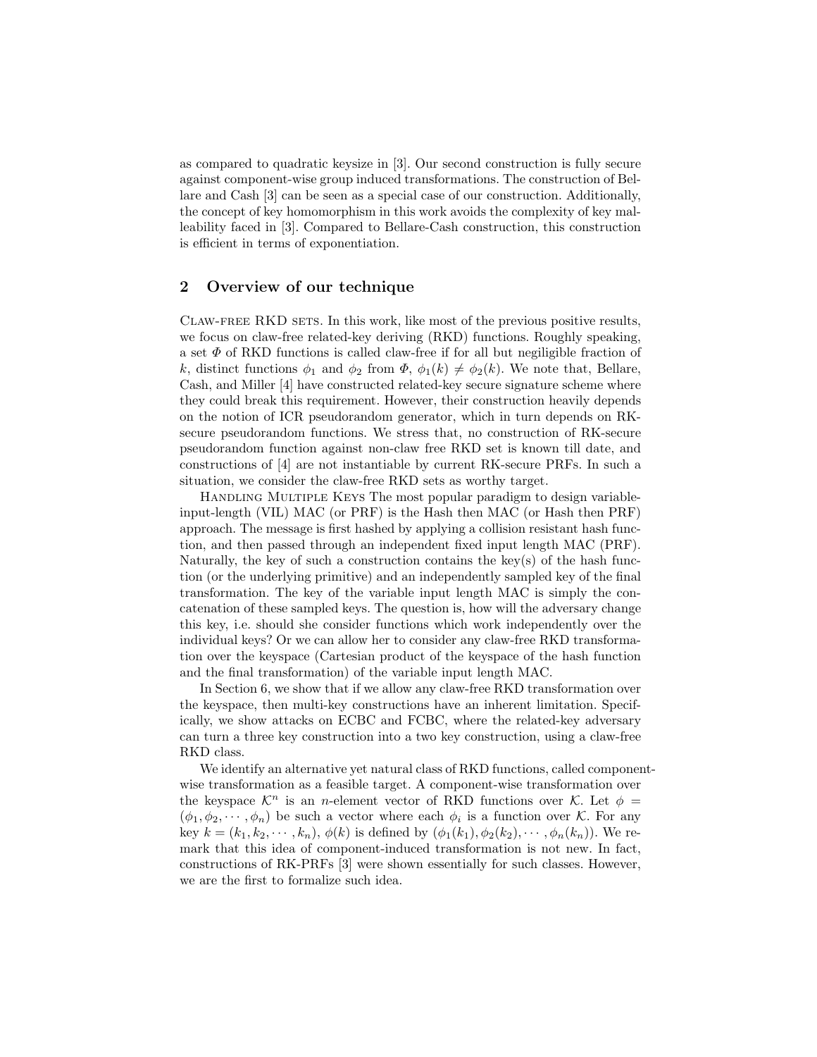as compared to quadratic keysize in [3]. Our second construction is fully secure against component-wise group induced transformations. The construction of Bellare and Cash [3] can be seen as a special case of our construction. Additionally, the concept of key homomorphism in this work avoids the complexity of key malleability faced in [3]. Compared to Bellare-Cash construction, this construction is efficient in terms of exponentiation.

## 2 Overview of our technique

Claw-free RKD sets. In this work, like most of the previous positive results, we focus on claw-free related-key deriving (RKD) functions. Roughly speaking, a set $\Phi$ of RKD functions is called claw-free if for all but negiligible fraction of $k$, distinct functions $\phi_1$ and $\phi_2$ from $\Phi$, $\phi_1(k) \neq \phi_2(k)$. We note that, Bellare, Cash, and Miller [4] have constructed related-key secure signature scheme where they could break this requirement. However, their construction heavily depends on the notion of ICR pseudorandom generator, which in turn depends on RK-secure pseudorandom functions. We stress that, no construction of RK-secure pseudorandom function against non-claw free RKD set is known till date, and constructions of [4] are not instantiable by current RK-secure PRFs. In such a situation, we consider the claw-free RKD sets as worthy target.

Handling Multiple Keys The most popular paradigm to design variable-input-length (VIL) MAC (or PRF) is the Hash then MAC (or Hash then PRF) approach. The message is first hashed by applying a collision resistant hash function, and then passed through an independent fixed input length MAC (PRF). Naturally, the key of such a construction contains the key(s) of the hash function (or the underlying primitive) and an independently sampled key of the final transformation. The key of the variable input length MAC is simply the concatenation of these sampled keys. The question is, how will the adversary change this key, i.e. should she consider functions which work independently over the individual keys? Or we can allow her to consider any claw-free RKD transformation over the keyspace (Cartesian product of the keyspace of the hash function and the final transformation) of the variable input length MAC.

In Section 6, we show that if we allow any claw-free RKD transformation over the keyspace, then multi-key constructions have an inherent limitation. Specifically, we show attacks on ECBC and FCBC, where the related-key adversary can turn a three key construction into a two key construction, using a claw-free RKD class.

We identify an alternative yet natural class of RKD functions, called component-wise transformation as a feasible target. A component-wise transformation over the keyspace $\mathcal{K}^n$ is an $n$-element vector of RKD functions over $\mathcal{K}$. Let $\phi = (\phi_1, \phi_2, \cdots, \phi_n)$ be such a vector where each $\phi_i$ is a function over $\mathcal{K}$. For any key $k = (k_1, k_2, \cdots, k_n)$, $\phi(k)$ is defined by $(\phi_1(k_1), \phi_2(k_2), \cdots, \phi_n(k_n))$. We remark that this idea of component-induced transformation is not new. In fact, constructions of RK-PRFs [3] were shown essentially for such classes. However, we are the first to formalize such idea.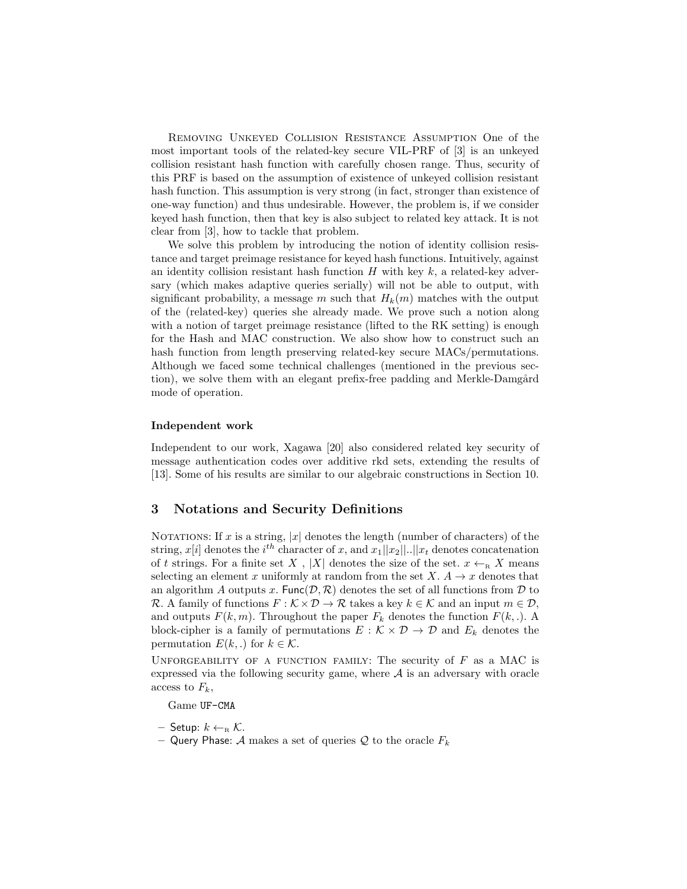Removing Unkeyed Collision Resistance Assumption One of the most important tools of the related-key secure VIL-PRF of [3] is an unkeyed collision resistant hash function with carefully chosen range. Thus, security of this PRF is based on the assumption of existence of unkeyed collision resistant hash function. This assumption is very strong (in fact, stronger than existence of one-way function) and thus undesirable. However, the problem is, if we consider keyed hash function, then that key is also subject to related key attack. It is not clear from [3], how to tackle that problem.

We solve this problem by introducing the notion of identity collision resistance and target preimage resistance for keyed hash functions. Intuitively, against an identity collision resistant hash function $H$ with key $k$, a related-key adversary (which makes adaptive queries serially) will not be able to output, with significant probability, a message $m$ such that $H_k(m)$ matches with the output of the (related-key) queries she already made. We prove such a notion along with a notion of target preimage resistance (lifted to the RK setting) is enough for the Hash and MAC construction. We also show how to construct such an hash function from length preserving related-key secure MACs/permutations. Although we faced some technical challenges (mentioned in the previous section), we solve them with an elegant prefix-free padding and Merkle-Damgård mode of operation.

#### Independent work

Independent to our work, Xagawa [20] also considered related key security of message authentication codes over additive rkd sets, extending the results of [13]. Some of his results are similar to our algebraic constructions in Section 10.

## 3 Notations and Security Definitions

Notations: If $x$ is a string, $|x|$ denotes the length (number of characters) of the string, $x[i]$ denotes the $i^{th}$ character of $x$, and $x_1||x_2||..||x_t$ denotes concatenation of $t$ strings. For a finite set $X$ , $|X|$ denotes the size of the set. $x \leftarrow_{\text{R}} X$ means selecting an element $x$ uniformly at random from the set $X$. $A \rightarrow x$ denotes that an algorithm $A$ outputs $x$. $\mathsf{Func}(\mathcal{D}, \mathcal{R})$ denotes the set of all functions from $\mathcal{D}$ to $\mathcal{R}$. A family of functions $F : \mathcal{K} \times \mathcal{D} \rightarrow \mathcal{R}$ takes a key $k \in \mathcal{K}$ and an input $m \in \mathcal{D}$, and outputs $F(k, m)$. Throughout the paper $F_k$ denotes the function $F(k, .)$. A block-cipher is a family of permutations $E : \mathcal{K} \times \mathcal{D} \rightarrow \mathcal{D}$ and $E_k$ denotes the permutation $E(k, .)$ for $k \in \mathcal{K}$.

Unforgeability of a function family: The security of $F$ as a MAC is expressed via the following security game, where $\mathcal{A}$ is an adversary with oracle access to $F_k$,

Game UF-CMA

- Setup: $k \leftarrow_{\text{R}} \mathcal{K}$.
- Query Phase: $\mathcal{A}$ makes a set of queries $\mathcal{Q}$ to the oracle $F_k$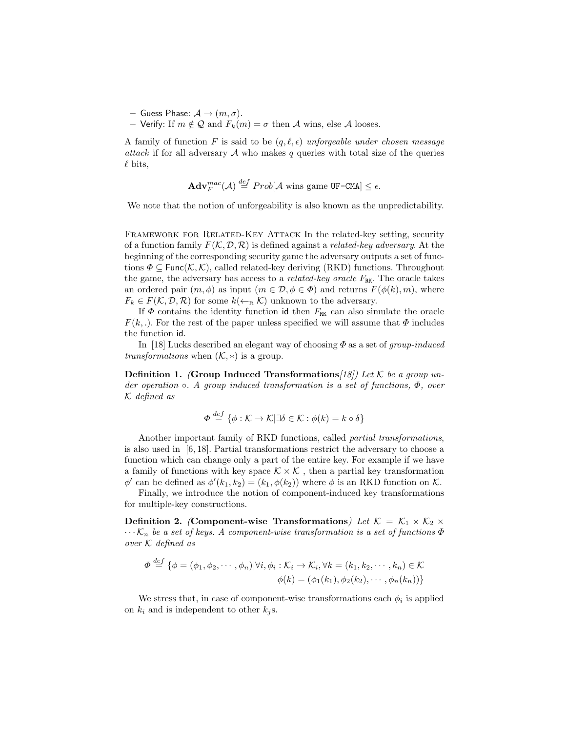– Guess Phase: $\mathcal{A} \to (m, \sigma)$.
– Verify: If $m \notin \mathcal{Q}$ and $F_k(m) = \sigma$ then $\mathcal{A}$ wins, else $\mathcal{A}$ looses.

A family of function $F$ is said to be $(q, \ell, \epsilon)$ *unforgeable under chosen message attack* if for all adversary $\mathcal{A}$ who makes $q$ queries with total size of the queries $\ell$ bits,

$$\mathbf{Adv}_F^{mac}(\mathcal{A}) \stackrel{def}{=} Prob[\mathcal{A} \text{ wins game } \texttt{UF-CMA}] \leq \epsilon.$$

We note that the notion of unforgeability is also known as the unpredictability.

Framework for Related-Key Attack In the related-key setting, security of a function family $F(\mathcal{K}, \mathcal{D}, \mathcal{R})$ is defined against a *related-key adversary*. At the beginning of the corresponding security game the adversary outputs a set of functions $\Phi \subseteq \mathsf{Func}(\mathcal{K}, \mathcal{K})$, called related-key deriving (RKD) functions. Throughout the game, the adversary has access to a *related-key oracle* $F_{\texttt{RK}}$. The oracle takes an ordered pair $(m, \phi)$ as input $(m \in \mathcal{D}, \phi \in \Phi)$ and returns $F(\phi(k), m)$, where $F_k \in F(\mathcal{K}, \mathcal{D}, \mathcal{R})$ for some $k (\leftarrow_{\text{R}} \mathcal{K})$ unknown to the adversary.

If $\Phi$ contains the identity function $\mathsf{id}$ then $F_{\texttt{RK}}$ can also simulate the oracle $F(k, .)$. For the rest of the paper unless specified we will assume that $\Phi$ includes the function $\mathsf{id}$.

In [18] Lucks described an elegant way of choosing $\Phi$ as a set of *group-induced transformations* when $(\mathcal{K}, *)$ is a group.

**Definition 1.** *(***Group Induced Transformations***[18]) Let $\mathcal{K}$ be a group under operation $\circ$. A group induced transformation is a set of functions, $\Phi$, over $\mathcal{K}$ defined as*

$$\Phi \stackrel{def}{=} \{\phi : \mathcal{K} \to \mathcal{K} | \exists \delta \in \mathcal{K} : \phi(k) = k \circ \delta\}$$

Another important family of RKD functions, called *partial transformations*, is also used in [6, 18]. Partial transformations restrict the adversary to choose a function which can change only a part of the entire key. For example if we have a family of functions with key space $\mathcal{K} \times \mathcal{K}$ , then a partial key transformation $\phi'$ can be defined as $\phi'(k_1, k_2) = (k_1, \phi(k_2))$ where $\phi$ is an RKD function on $\mathcal{K}$.

Finally, we introduce the notion of component-induced key transformations for multiple-key constructions.

**Definition 2.** *(***Component-wise Transformations***) Let $\mathcal{K} = \mathcal{K}_1 \times \mathcal{K}_2 \times \cdots \mathcal{K}_n$ be a set of keys. A component-wise transformation is a set of functions $\Phi$ over $\mathcal{K}$ defined as*

$$\Phi \stackrel{def}{=} \{\phi = (\phi_1, \phi_2, \cdots, \phi_n) | \forall i, \phi_i : \mathcal{K}_i \to \mathcal{K}_i, \forall k = (k_1, k_2, \cdots, k_n) \in \mathcal{K} \\ \phi(k) = (\phi_1(k_1), \phi_2(k_2), \cdots, \phi_n(k_n))\}$$

We stress that, in case of component-wise transformations each $\phi_i$ is applied on $k_i$ and is independent to other $k_j$s.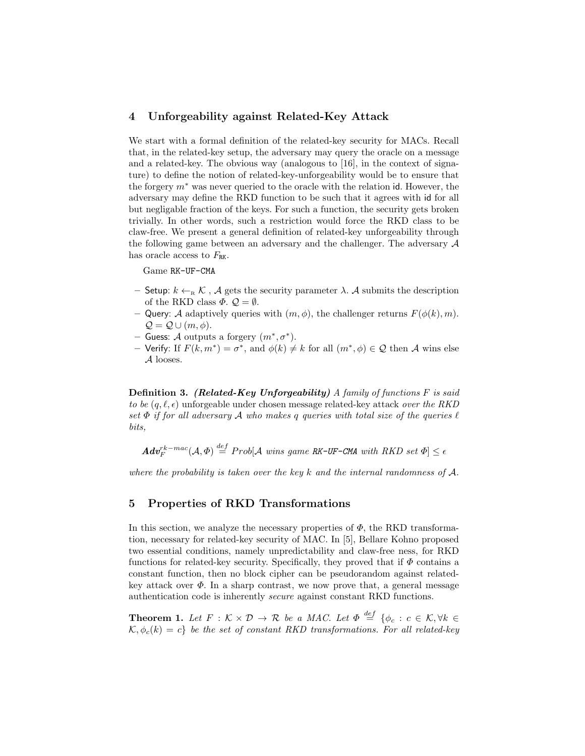## 4 Unforgeability against Related-Key Attack

We start with a formal definition of the related-key security for MACs. Recall that, in the related-key setup, the adversary may query the oracle on a message and a related-key. The obvious way (analogous to [16], in the context of signature) to define the notion of related-key-unforgeability would be to ensure that the forgery $m^*$ was never queried to the oracle with the relation id. However, the adversary may define the RKD function to be such that it agrees with id for all but negligable fraction of the keys. For such a function, the security gets broken trivially. In other words, such a restriction would force the RKD class to be claw-free. We present a general definition of related-key unforgeability through the following game between an adversary and the challenger. The adversary $\mathcal{A}$ has oracle access to $F_{\mathtt{RK}}$.

Game `RK-UF-CMA`

- Setup: $k \leftarrow_{\mathrm{R}} \mathcal{K}$ , $\mathcal{A}$ gets the security parameter $\lambda$. $\mathcal{A}$ submits the description of the RKD class $\Phi$. $\mathcal{Q} = \emptyset$.
- Query: $\mathcal{A}$ adaptively queries with $(m, \phi)$, the challenger returns $F(\phi(k), m)$. $\mathcal{Q} = \mathcal{Q} \cup (m, \phi)$.
- Guess: $\mathcal{A}$ outputs a forgery $(m^*, \sigma^*)$.
- Verify: If $F(k, m^*) = \sigma^*$, and $\phi(k) \neq k$ for all $(m^*, \phi) \in \mathcal{Q}$ then $\mathcal{A}$ wins else $\mathcal{A}$ looses.

**Definition 3.** ***(Related-Key Unforgeability)*** *A family of functions $F$ is said to be $(q, \ell, \epsilon)$ unforgeable under chosen message related-key attack over the RKD set $\Phi$ if for all adversary $\mathcal{A}$ who makes $q$ queries with total size of the queries $\ell$ bits,*

$$\boldsymbol{Adv}_F^{rk-mac}(\mathcal{A}, \Phi) \stackrel{def}{=} Prob[\mathcal{A} \text{ wins game } \texttt{RK-UF-CMA} \text{ with RKD set } \Phi] \leq \epsilon$$

*where the probability is taken over the key $k$ and the internal randomness of $\mathcal{A}$.*

## 5 Properties of RKD Transformations

In this section, we analyze the necessary properties of $\Phi$, the RKD transformation, necessary for related-key security of MAC. In [5], Bellare Kohno proposed two essential conditions, namely unpredictability and claw-free ness, for RKD functions for related-key security. Specifically, they proved that if $\Phi$ contains a constant function, then no block cipher can be pseudorandom against related-key attack over $\Phi$. In a sharp contrast, we now prove that, a general message authentication code is inherently *secure* against constant RKD functions.

**Theorem 1.** *Let $F : \mathcal{K} \times \mathcal{D} \rightarrow \mathcal{R}$ be a MAC. Let $\Phi \stackrel{def}{=} \{\phi_c : c \in \mathcal{K}, \forall k \in \mathcal{K}, \phi_c(k) = c\}$ be the set of constant RKD transformations. For all related-key*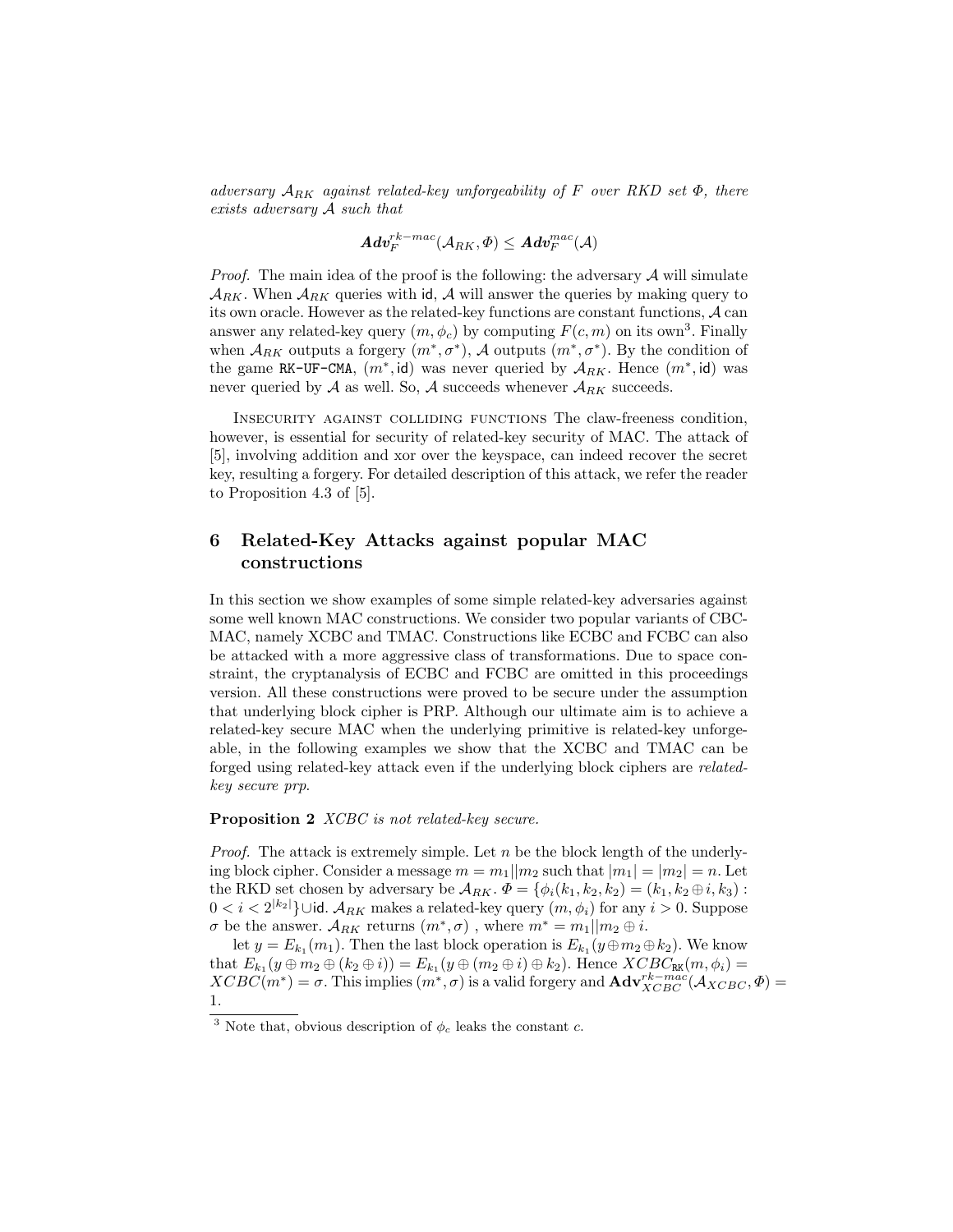*adversary $\mathcal{A}_{RK}$ against related-key unforgeability of $F$ over RKD set $\Phi$, there exists adversary $\mathcal{A}$ such that*

$$\boldsymbol{Adv}_F^{rk-mac}(\mathcal{A}_{RK}, \Phi) \leq \boldsymbol{Adv}_F^{mac}(\mathcal{A})$$

*Proof.* The main idea of the proof is the following: the adversary $\mathcal{A}$ will simulate $\mathcal{A}_{RK}$. When $\mathcal{A}_{RK}$ queries with $\mathsf{id}$, $\mathcal{A}$ will answer the queries by making query to its own oracle. However as the related-key functions are constant functions, $\mathcal{A}$ can answer any related-key query $(m, \phi_c)$ by computing $F(c, m)$ on its own[3]. Finally when $\mathcal{A}_{RK}$ outputs a forgery $(m^*, \sigma^*)$, $\mathcal{A}$ outputs $(m^*, \sigma^*)$. By the condition of the game RK-UF-CMA, $(m^*, \mathsf{id})$ was never queried by $\mathcal{A}_{RK}$. Hence $(m^*, \mathsf{id})$ was never queried by $\mathcal{A}$ as well. So, $\mathcal{A}$ succeeds whenever $\mathcal{A}_{RK}$ succeeds.

Insecurity against colliding functions The claw-freeness condition, however, is essential for security of related-key security of MAC. The attack of [5], involving addition and xor over the keyspace, can indeed recover the secret key, resulting a forgery. For detailed description of this attack, we refer the reader to Proposition 4.3 of [5].

## 6 Related-Key Attacks against popular MAC constructions

In this section we show examples of some simple related-key adversaries against some well known MAC constructions. We consider two popular variants of CBC-MAC, namely XCBC and TMAC. Constructions like ECBC and FCBC can also be attacked with a more aggressive class of transformations. Due to space constraint, the cryptanalysis of ECBC and FCBC are omitted in this proceedings version. All these constructions were proved to be secure under the assumption that underlying block cipher is PRP. Although our ultimate aim is to achieve a related-key secure MAC when the underlying primitive is related-key unforgeable, in the following examples we show that the XCBC and TMAC can be forged using related-key attack even if the underlying block ciphers are *related-key secure prp.*

**Proposition 2** *XCBC is not related-key secure.*

*Proof.* The attack is extremely simple. Let $n$ be the block length of the underlying block cipher. Consider a message $m = m_1 || m_2$ such that $|m_1| = |m_2| = n$. Let the RKD set chosen by adversary be $\mathcal{A}_{RK}$. $\Phi = \{\phi_i(k_1, k_2, k_2) = (k_1, k_2 \oplus i, k_3) : 0 < i < 2^{|k_2|}\} \cup \mathsf{id}$. $\mathcal{A}_{RK}$ makes a related-key query $(m, \phi_i)$ for any $i > 0$. Suppose $\sigma$ be the answer. $\mathcal{A}_{RK}$ returns $(m^*, \sigma)$ , where $m^* = m_1 || m_2 \oplus i$.

let $y = E_{k_1}(m_1)$. Then the last block operation is $E_{k_1}(y \oplus m_2 \oplus k_2)$. We know that $E_{k_1}(y \oplus m_2 \oplus (k_2 \oplus i)) = E_{k_1}(y \oplus (m_2 \oplus i) \oplus k_2)$. Hence $XCBC_{\mathsf{RK}}(m, \phi_i) = XCBC(m^*) = \sigma$. This implies $(m^*, \sigma)$ is a valid forgery and $\mathbf{Adv}_{XCBC}^{rk-mac}(\mathcal{A}_{XCBC}, \Phi) = 1$.

[3] Note that, obvious description of $\phi_c$ leaks the constant $c$.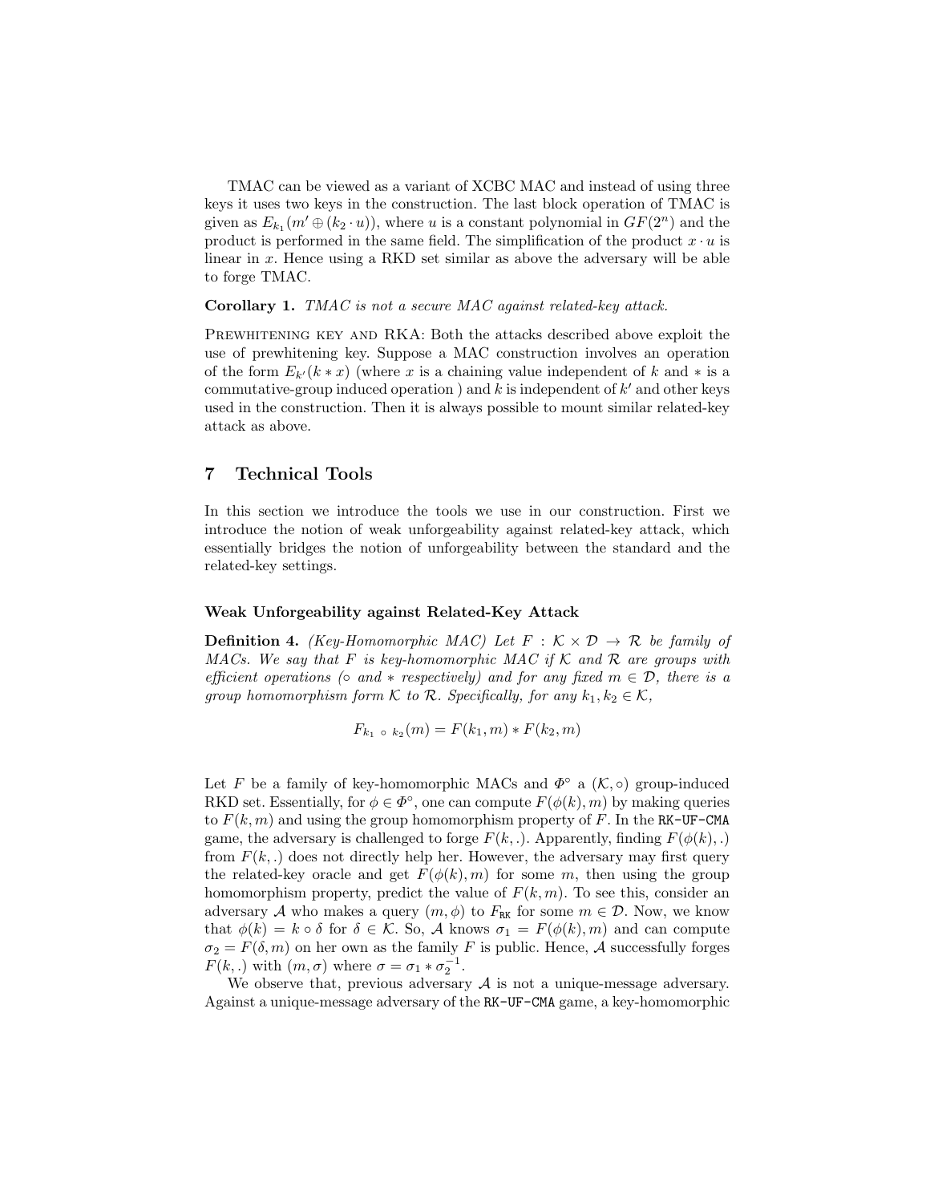TMAC can be viewed as a variant of XCBC MAC and instead of using three keys it uses two keys in the construction. The last block operation of TMAC is given as $E_{k_1}(m' \oplus (k_2 \cdot u))$, where $u$ is a constant polynomial in $GF(2^n)$ and the product is performed in the same field. The simplification of the product $x \cdot u$ is linear in $x$. Hence using a RKD set similar as above the adversary will be able to forge TMAC.

**Corollary 1.** *TMAC is not a secure MAC against related-key attack.*

Prewhitening key and RKA: Both the attacks described above exploit the use of prewhitening key. Suppose a MAC construction involves an operation of the form $E_{k'}(k * x)$ (where $x$ is a chaining value independent of $k$ and $*$ is a commutative-group induced operation ) and $k$ is independent of $k'$ and other keys used in the construction. Then it is always possible to mount similar related-key attack as above.

## 7 Technical Tools

In this section we introduce the tools we use in our construction. First we introduce the notion of weak unforgeability against related-key attack, which essentially bridges the notion of unforgeability between the standard and the related-key settings.

#### Weak Unforgeability against Related-Key Attack

**Definition 4.** *(Key-Homomorphic MAC) Let $F : \mathcal{K} \times \mathcal{D} \to \mathcal{R}$ be family of MACs. We say that $F$ is key-homomorphic MAC if $\mathcal{K}$ and $\mathcal{R}$ are groups with efficient operations ($\circ$ and $*$ respectively) and for any fixed $m \in \mathcal{D}$, there is a group homomorphism form $\mathcal{K}$ to $\mathcal{R}$. Specifically, for any $k_1, k_2 \in \mathcal{K}$,*

$$F_{k_1 \circ k_2}(m) = F(k_1, m) * F(k_2, m)$$

Let $F$ be a family of key-homomorphic MACs and $\Phi^{\circ}$ a $(\mathcal{K}, \circ)$ group-induced RKD set. Essentially, for $\phi \in \Phi^{\circ}$, one can compute $F(\phi(k), m)$ by making queries to $F(k, m)$ and using the group homomorphism property of $F$. In the RK-UF-CMA game, the adversary is challenged to forge $F(k, .)$. Apparently, finding $F(\phi(k), .)$ from $F(k, .)$ does not directly help her. However, the adversary may first query the related-key oracle and get $F(\phi(k), m)$ for some $m$, then using the group homomorphism property, predict the value of $F(k, m)$. To see this, consider an adversary $\mathcal{A}$ who makes a query $(m, \phi)$ to $F_{\mathtt{RK}}$ for some $m \in \mathcal{D}$. Now, we know that $\phi(k) = k \circ \delta$ for $\delta \in \mathcal{K}$. So, $\mathcal{A}$ knows $\sigma_1 = F(\phi(k), m)$ and can compute $\sigma_2 = F(\delta, m)$ on her own as the family $F$ is public. Hence, $\mathcal{A}$ successfully forges $F(k, .)$ with $(m, \sigma)$ where $\sigma = \sigma_1 * \sigma_2^{-1}$.

We observe that, previous adversary $\mathcal{A}$ is not a unique-message adversary. Against a unique-message adversary of the RK-UF-CMA game, a key-homomorphic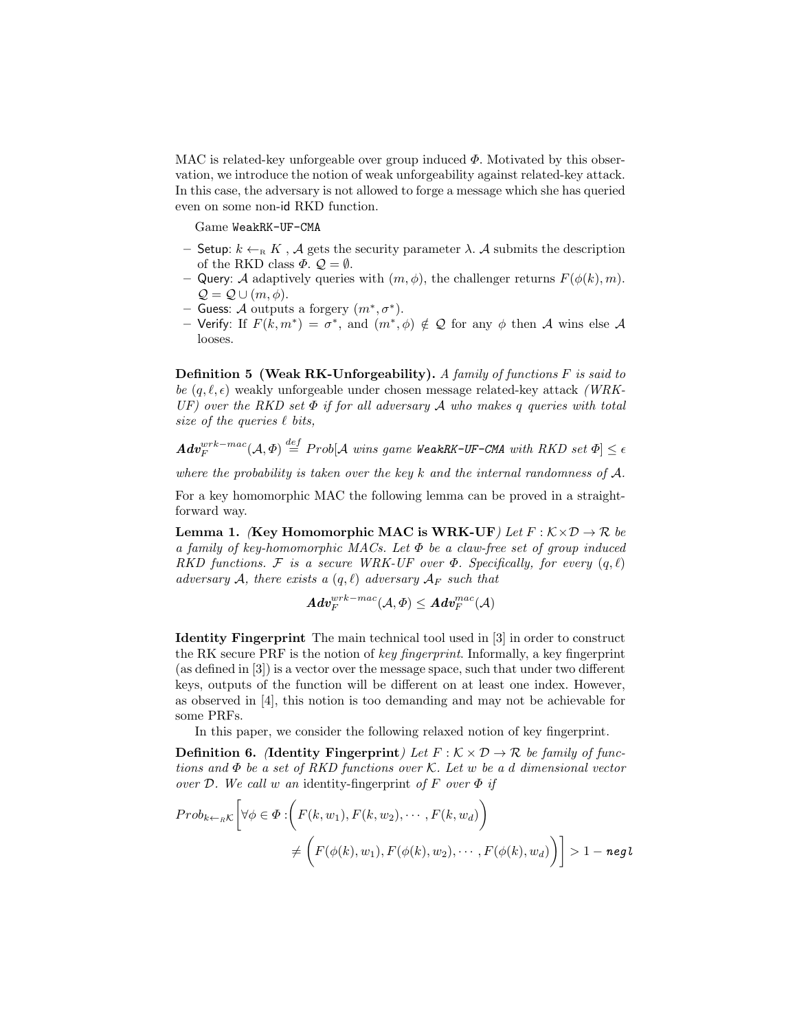MAC is related-key unforgeable over group induced $\Phi$. Motivated by this observation, we introduce the notion of weak unforgeability against related-key attack. In this case, the adversary is not allowed to forge a message which she has queried even on some non-id RKD function.

Game `WeakRK-UF-CMA`

- Setup: $k \leftarrow_{\text{R}} K$ , $\mathcal{A}$ gets the security parameter $\lambda$. $\mathcal{A}$ submits the description of the RKD class $\Phi$. $\mathcal{Q} = \emptyset$.
- Query: $\mathcal{A}$ adaptively queries with $(m, \phi)$, the challenger returns $F(\phi(k), m)$. $\mathcal{Q} = \mathcal{Q} \cup (m, \phi)$.
- Guess: $\mathcal{A}$ outputs a forgery $(m^*, \sigma^*)$.
- Verify: If $F(k, m^*) = \sigma^*$, and $(m^*, \phi) \notin \mathcal{Q}$ for any $\phi$ then $\mathcal{A}$ wins else $\mathcal{A}$ looses.

**Definition 5 (Weak RK-Unforgeability).** *A family of functions $F$ is said to be $(q, \ell, \epsilon)$ weakly unforgeable under chosen message related-key attack (WRK-UF) over the RKD set $\Phi$ if for all adversary $\mathcal{A}$ who makes $q$ queries with total size of the queries $\ell$ bits,*

$$\boldsymbol{Adv}_F^{wrk-mac}(\mathcal{A}, \Phi) \stackrel{def}{=} Prob[\mathcal{A} \text{ wins game } \texttt{WeakRK-UF-CMA} \text{ with RKD set } \Phi] \leq \epsilon$$

*where the probability is taken over the key $k$ and the internal randomness of $\mathcal{A}$.*

For a key homomorphic MAC the following lemma can be proved in a straightforward way.

**Lemma 1.** *(**Key Homomorphic MAC is WRK-UF**) Let $F : \mathcal{K} \times \mathcal{D} \rightarrow \mathcal{R}$ be a family of key-homomorphic MACs. Let $\Phi$ be a claw-free set of group induced RKD functions. $\mathcal{F}$ is a secure WRK-UF over $\Phi$. Specifically, for every $(q, \ell)$ adversary $\mathcal{A}$, there exists a $(q, \ell)$ adversary $\mathcal{A}_F$ such that*

$$\boldsymbol{Adv}_F^{wrk-mac}(\mathcal{A}, \Phi) \leq \boldsymbol{Adv}_F^{mac}(\mathcal{A})$$

**Identity Fingerprint** The main technical tool used in [3] in order to construct the RK secure PRF is the notion of *key fingerprint*. Informally, a key fingerprint (as defined in [3]) is a vector over the message space, such that under two different keys, outputs of the function will be different on at least one index. However, as observed in [4], this notion is too demanding and may not be achievable for some PRFs.

In this paper, we consider the following relaxed notion of key fingerprint.

**Definition 6.** *(**Identity Fingerprint**) Let $F : \mathcal{K} \times \mathcal{D} \rightarrow \mathcal{R}$ be family of functions and $\Phi$ be a set of RKD functions over $\mathcal{K}$. Let $w$ be a $d$ dimensional vector over $\mathcal{D}$. We call $w$ an* identity-fingerprint *of $F$ over $\Phi$ if*

$$Prob_{k \leftarrow_R \mathcal{K}}\Bigg[\forall \phi \in \Phi : \Big(F(k, w_1), F(k, w_2), \cdots, F(k, w_d)\Big) \neq \Big(F(\phi(k), w_1), F(\phi(k), w_2), \cdots, F(\phi(k), w_d)\Big)\Bigg] > 1 - \textbf{\textit{negl}}$$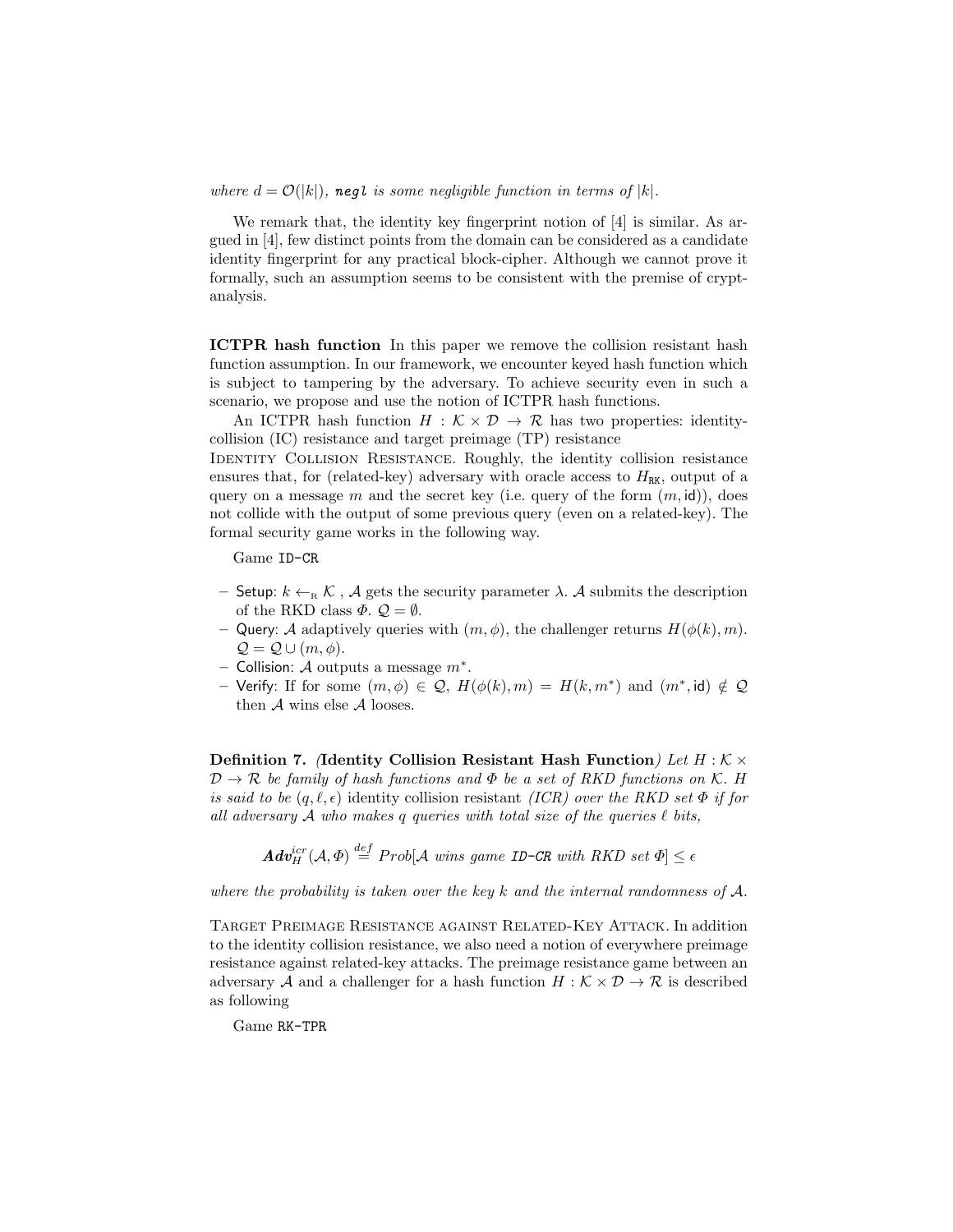*where $d = \mathcal{O}(|k|)$, **negl** is some negligible function in terms of $|k|$.*

We remark that, the identity key fingerprint notion of [4] is similar. As argued in [4], few distinct points from the domain can be considered as a candidate identity fingerprint for any practical block-cipher. Although we cannot prove it formally, such an assumption seems to be consistent with the premise of cryptanalysis.

**ICTPR hash function** In this paper we remove the collision resistant hash function assumption. In our framework, we encounter keyed hash function which is subject to tampering by the adversary. To achieve security even in such a scenario, we propose and use the notion of ICTPR hash functions.

An ICTPR hash function $H : \mathcal{K} \times \mathcal{D} \to \mathcal{R}$ has two properties: identity-collision (IC) resistance and target preimage (TP) resistance

Identity Collision Resistance. Roughly, the identity collision resistance ensures that, for (related-key) adversary with oracle access to $H_{\mathtt{RK}}$, output of a query on a message $m$ and the secret key (i.e. query of the form $(m, \mathsf{id})$), does not collide with the output of some previous query (even on a related-key). The formal security game works in the following way.

Game `ID-CR`

- Setup: $k \leftarrow_{\mathrm{R}} \mathcal{K}$ , $\mathcal{A}$ gets the security parameter $\lambda$. $\mathcal{A}$ submits the description of the RKD class $\Phi$. $\mathcal{Q} = \emptyset$.
- Query: $\mathcal{A}$ adaptively queries with $(m, \phi)$, the challenger returns $H(\phi(k), m)$. $\mathcal{Q} = \mathcal{Q} \cup (m, \phi)$.
- Collision: $\mathcal{A}$ outputs a message $m^*$.
- Verify: If for some $(m, \phi) \in \mathcal{Q}$, $H(\phi(k), m) = H(k, m^*)$ and $(m^*, \mathsf{id}) \notin \mathcal{Q}$ then $\mathcal{A}$ wins else $\mathcal{A}$ looses.

**Definition 7.** *(**Identity Collision Resistant Hash Function**) Let $H : \mathcal{K} \times \mathcal{D} \to \mathcal{R}$ be family of hash functions and $\Phi$ be a set of RKD functions on $\mathcal{K}$. $H$ is said to be* $(q, \ell, \epsilon)$ identity collision resistant *(ICR) over the RKD set $\Phi$ if for all adversary $\mathcal{A}$ who makes $q$ queries with total size of the queries $\ell$ bits,*

$$\boldsymbol{Adv}_H^{icr}(\mathcal{A}, \Phi) \stackrel{def}{=} Prob[\mathcal{A} \text{ wins game } \texttt{ID-CR} \text{ with RKD set } \Phi] \leq \epsilon$$

*where the probability is taken over the key $k$ and the internal randomness of $\mathcal{A}$.*

Target Preimage Resistance against Related-Key Attack. In addition to the identity collision resistance, we also need a notion of everywhere preimage resistance against related-key attacks. The preimage resistance game between an adversary $\mathcal{A}$ and a challenger for a hash function $H : \mathcal{K} \times \mathcal{D} \to \mathcal{R}$ is described as following

Game `RK-TPR`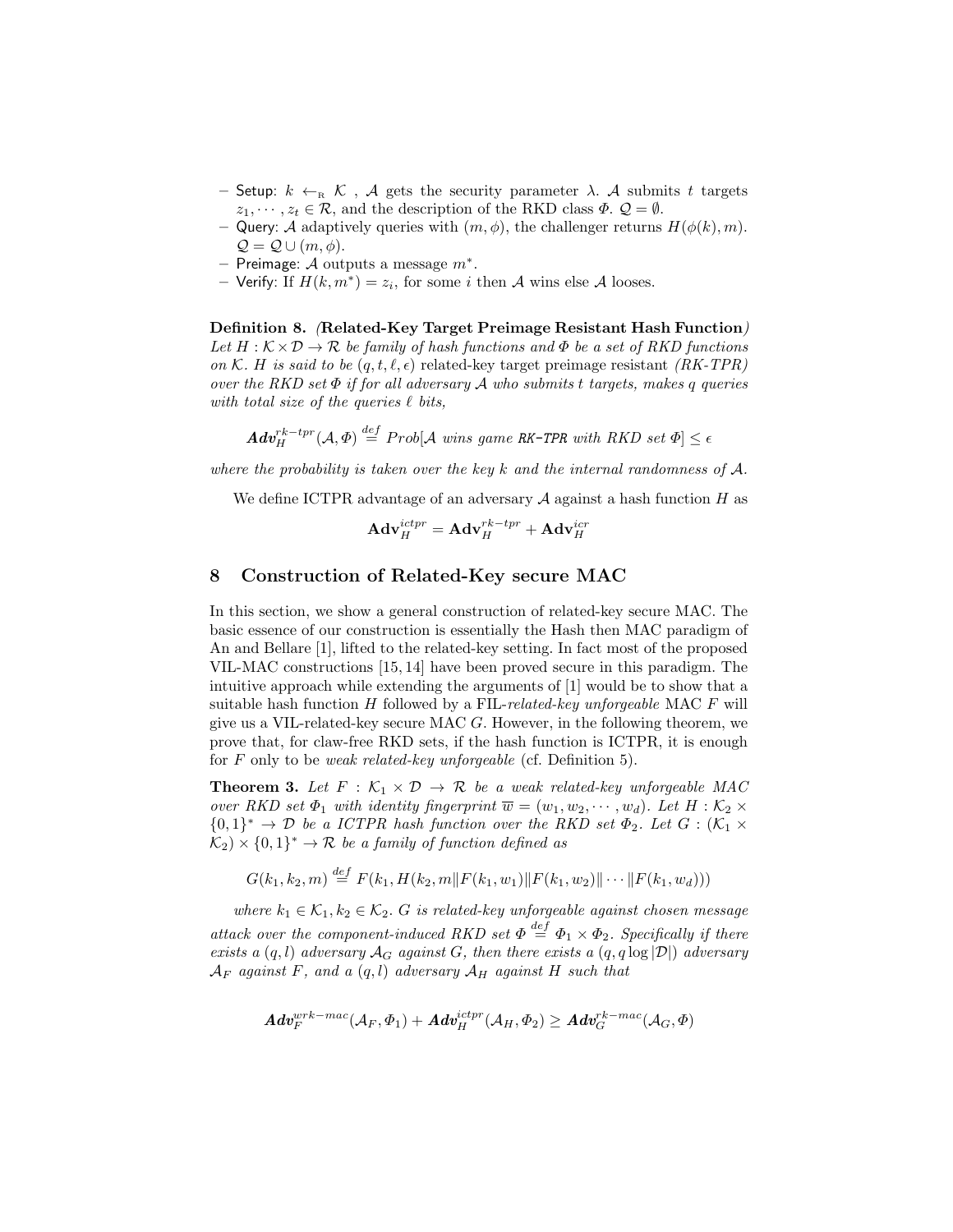- Setup: $k \leftarrow_{\mathrm{R}} \mathcal{K}$ , $\mathcal{A}$ gets the security parameter $\lambda$. $\mathcal{A}$ submits $t$ targets $z_1, \cdots, z_t \in \mathcal{R}$, and the description of the RKD class $\Phi$. $\mathcal{Q} = \emptyset$.
- Query: $\mathcal{A}$ adaptively queries with $(m, \phi)$, the challenger returns $H(\phi(k), m)$. $\mathcal{Q} = \mathcal{Q} \cup (m, \phi)$.
- Preimage: $\mathcal{A}$ outputs a message $m^*$.
- Verify: If $H(k, m^*) = z_i$, for some $i$ then $\mathcal{A}$ wins else $\mathcal{A}$ looses.

**Definition 8.** *(***Related-Key Target Preimage Resistant Hash Function***) Let $H : \mathcal{K} \times \mathcal{D} \rightarrow \mathcal{R}$ be family of hash functions and $\Phi$ be a set of RKD functions on $\mathcal{K}$. $H$ is said to be $(q, t, \ell, \epsilon)$ related-key target preimage resistant (RK-TPR) over the RKD set $\Phi$ if for all adversary $\mathcal{A}$ who submits $t$ targets, makes $q$ queries with total size of the queries $\ell$ bits,*

$$\boldsymbol{Adv}_H^{rk-tpr}(\mathcal{A}, \Phi) \stackrel{def}{=} Prob[\mathcal{A} \text{ wins game } \texttt{RK-TPR} \text{ with RKD set } \Phi] \leq \epsilon$$

*where the probability is taken over the key $k$ and the internal randomness of $\mathcal{A}$.*

We define ICTPR advantage of an adversary $\mathcal{A}$ against a hash function $H$ as

$$\mathbf{Adv}_H^{ictpr} = \mathbf{Adv}_H^{rk-tpr} + \mathbf{Adv}_H^{icr}$$

## 8 Construction of Related-Key secure MAC

In this section, we show a general construction of related-key secure MAC. The basic essence of our construction is essentially the Hash then MAC paradigm of An and Bellare [1], lifted to the related-key setting. In fact most of the proposed VIL-MAC constructions [15, 14] have been proved secure in this paradigm. The intuitive approach while extending the arguments of [1] would be to show that a suitable hash function $H$ followed by a FIL-*related-key unforgeable* MAC $F$ will give us a VIL-related-key secure MAC $G$. However, in the following theorem, we prove that, for claw-free RKD sets, if the hash function is ICTPR, it is enough for $F$ only to be *weak related-key unforgeable* (cf. Definition 5).

**Theorem 3.** *Let $F : \mathcal{K}_1 \times \mathcal{D} \rightarrow \mathcal{R}$ be a weak related-key unforgeable MAC over RKD set $\Phi_1$ with identity fingerprint $\overline{w} = (w_1, w_2, \cdots, w_d)$. Let $H : \mathcal{K}_2 \times \{0,1\}^* \rightarrow \mathcal{D}$ be a ICTPR hash function over the RKD set $\Phi_2$. Let $G : (\mathcal{K}_1 \times \mathcal{K}_2) \times \{0,1\}^* \rightarrow \mathcal{R}$ be a family of function defined as*

$$G(k_1, k_2, m) \stackrel{def}{=} F(k_1, H(k_2, m \| F(k_1, w_1) \| F(k_1, w_2) \| \cdots \| F(k_1, w_d)))$$

*where $k_1 \in \mathcal{K}_1, k_2 \in \mathcal{K}_2$. $G$ is related-key unforgeable against chosen message attack over the component-induced RKD set $\Phi \stackrel{def}{=} \Phi_1 \times \Phi_2$. Specifically if there exists a $(q, l)$ adversary $\mathcal{A}_G$ against $G$, then there exists a $(q, q \log |\mathcal{D}|)$ adversary $\mathcal{A}_F$ against $F$, and a $(q, l)$ adversary $\mathcal{A}_H$ against $H$ such that*

$$\boldsymbol{Adv}_F^{wrk-mac}(\mathcal{A}_F, \Phi_1) + \boldsymbol{Adv}_H^{ictpr}(\mathcal{A}_H, \Phi_2) \geq \boldsymbol{Adv}_G^{rk-mac}(\mathcal{A}_G, \Phi)$$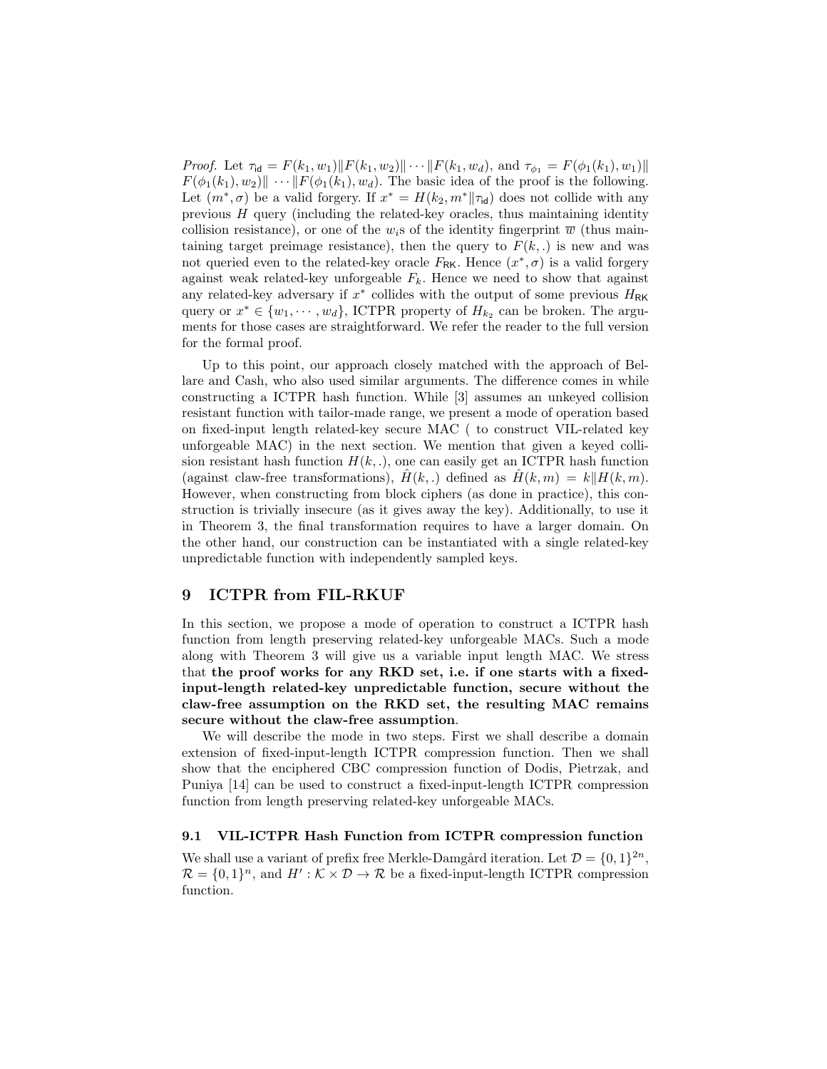*Proof.* Let $\tau_{\mathsf{id}} = F(k_1, w_1)\|F(k_1, w_2)\| \cdots \|F(k_1, w_d)$, and $\tau_{\phi_1} = F(\phi_1(k_1), w_1)\|$ $F(\phi_1(k_1), w_2)\| \cdots \|F(\phi_1(k_1), w_d)$. The basic idea of the proof is the following. Let $(m^*, \sigma)$ be a valid forgery. If $x^* = H(k_2, m^*\|\tau_{\mathsf{id}})$ does not collide with any previous $H$ query (including the related-key oracles, thus maintaining identity collision resistance), or one of the $w_i$s of the identity fingerprint $\overline{w}$ (thus maintaining target preimage resistance), then the query to $F(k, .)$ is new and was not queried even to the related-key oracle $F_{\mathsf{RK}}$. Hence $(x^*, \sigma)$ is a valid forgery against weak related-key unforgeable $F_k$. Hence we need to show that against any related-key adversary if $x^*$ collides with the output of some previous $H_{\mathsf{RK}}$ query or $x^* \in \{w_1, \cdots, w_d\}$, ICTPR property of $H_{k_2}$ can be broken. The arguments for those cases are straightforward. We refer the reader to the full version for the formal proof.

Up to this point, our approach closely matched with the approach of Bellare and Cash, who also used similar arguments. The difference comes in while constructing a ICTPR hash function. While [3] assumes an unkeyed collision resistant function with tailor-made range, we present a mode of operation based on fixed-input length related-key secure MAC ( to construct VIL-related key unforgeable MAC) in the next section. We mention that given a keyed collision resistant hash function $H(k, .)$, one can easily get an ICTPR hash function (against claw-free transformations), $\hat{H}(k, .)$ defined as $\hat{H}(k, m) = k\|H(k, m)$. However, when constructing from block ciphers (as done in practice), this construction is trivially insecure (as it gives away the key). Additionally, to use it in Theorem 3, the final transformation requires to have a larger domain. On the other hand, our construction can be instantiated with a single related-key unpredictable function with independently sampled keys.

## 9 ICTPR from FIL-RKUF

In this section, we propose a mode of operation to construct a ICTPR hash function from length preserving related-key unforgeable MACs. Such a mode along with Theorem 3 will give us a variable input length MAC. We stress that **the proof works for any RKD set, i.e. if one starts with a fixed-input-length related-key unpredictable function, secure without the claw-free assumption on the RKD set, the resulting MAC remains secure without the claw-free assumption**.

We will describe the mode in two steps. First we shall describe a domain extension of fixed-input-length ICTPR compression function. Then we shall show that the enciphered CBC compression function of Dodis, Pietrzak, and Puniya [14] can be used to construct a fixed-input-length ICTPR compression function from length preserving related-key unforgeable MACs.

### 9.1 VIL-ICTPR Hash Function from ICTPR compression function

We shall use a variant of prefix free Merkle-Damgård iteration. Let $\mathcal{D} = \{0, 1\}^{2n}$, $\mathcal{R} = \{0, 1\}^n$, and $H' : \mathcal{K} \times \mathcal{D} \to \mathcal{R}$ be a fixed-input-length ICTPR compression function.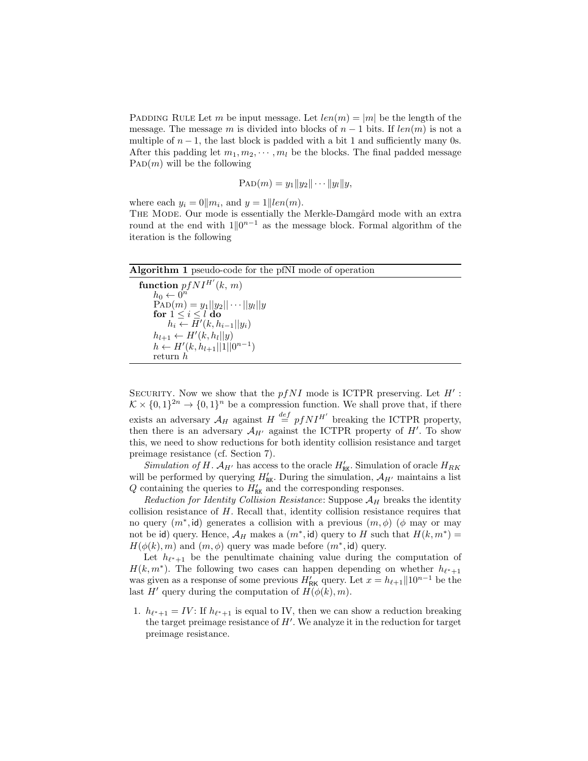Padding Rule Let $m$ be input message. Let $len(m) = |m|$ be the length of the message. The message $m$ is divided into blocks of $n-1$ bits. If $len(m)$ is not a multiple of $n-1$, the last block is padded with a bit 1 and sufficiently many 0s. After this padding let $m_1, m_2, \cdots, m_l$ be the blocks. The final padded message $\textsc{Pad}(m)$ will be the following

$$\textsc{Pad}(m) = y_1 \| y_2 \| \cdots \| y_l \| y,$$

where each $y_i = 0 \| m_i$, and $y = 1 \| len(m)$.

The Mode. Our mode is essentially the Merkle-Damgård mode with an extra round at the end with $1 \| 0^{n-1}$ as the message block. Formal algorithm of the iteration is the following

**Algorithm 1** pseudo-code for the pfNI mode of operation

```
function pfNI^{H'}(k, m)
    h_0 ← 0^n
    Pad(m) = y_1||y_2|| ··· ||y_l||y
    for 1 ≤ i ≤ l do
        h_i ← H'(k, h_{i-1}||y_i)
    h_{l+1} ← H'(k, h_l||y)
    h ← H'(k, h_{l+1}||1||0^{n-1})
    return h
```

Security. Now we show that the $pfNI$ mode is ICTPR preserving. Let $H' : \mathcal{K} \times \{0,1\}^{2n} \to \{0,1\}^n$ be a compression function. We shall prove that, if there exists an adversary $\mathcal{A}_H$ against $H \stackrel{def}{=} pfNI^{H'}$ breaking the ICTPR property, then there is an adversary $\mathcal{A}_{H'}$ against the ICTPR property of $H'$. To show this, we need to show reductions for both identity collision resistance and target preimage resistance (cf. Section 7).

*Simulation of $H$.* $\mathcal{A}_{H'}$ has access to the oracle $H'_{\mathsf{RK}}$. Simulation of oracle $H_{RK}$ will be performed by querying $H'_{\mathsf{RK}}$. During the simulation, $\mathcal{A}_{H'}$ maintains a list $Q$ containing the queries to $H'_{\mathsf{RK}}$ and the corresponding responses.

*Reduction for Identity Collision Resistance*: Suppose $\mathcal{A}_H$ breaks the identity collision resistance of $H$. Recall that, identity collision resistance requires that no query $(m^*, \mathsf{id})$ generates a collision with a previous $(m, \phi)$ ($\phi$ may or may not be $\mathsf{id}$) query. Hence, $\mathcal{A}_H$ makes a $(m^*, \mathsf{id})$ query to $H$ such that $H(k, m^*) = H(\phi(k), m)$ and $(m, \phi)$ query was made before $(m^*, \mathsf{id})$ query.

Let $h_{\ell^*+1}$ be the penultimate chaining value during the computation of $H(k, m^*)$. The following two cases can happen depending on whether $h_{\ell^*+1}$ was given as a response of some previous $H'_{\mathsf{RK}}$ query. Let $x = h_{\ell+1} \| 10^{n-1}$ be the last $H'$ query during the computation of $H(\phi(k), m)$.

1. $h_{\ell^*+1} = IV$: If $h_{\ell^*+1}$ is equal to IV, then we can show a reduction breaking the target preimage resistance of $H'$. We analyze it in the reduction for target preimage resistance.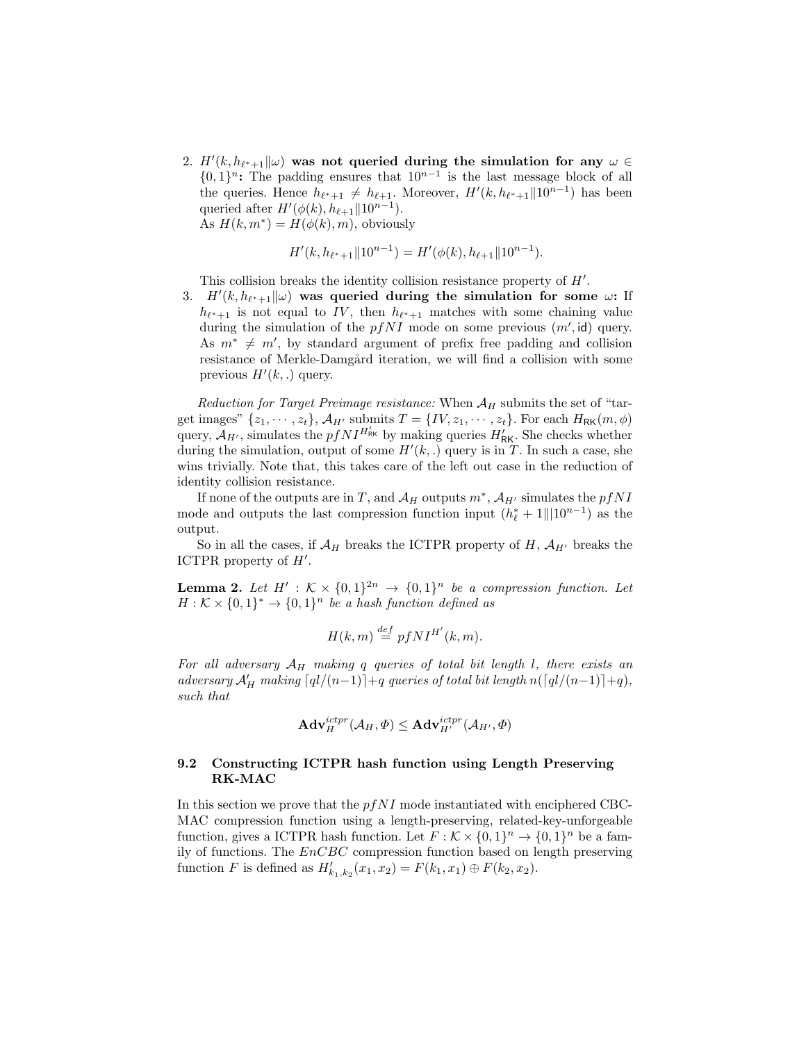2. $H'(k, h_{\ell^*+1}\|\omega)$ **was not queried during the simulation for any** $\omega \in \{0,1\}^n$**:** The padding ensures that $10^{n-1}$ is the last message block of all the queries. Hence $h_{\ell^*+1} \neq h_{\ell+1}$. Moreover, $H'(k, h_{\ell^*+1}\|10^{n-1})$ has been queried after $H'(\phi(k), h_{\ell+1}\|10^{n-1})$.
   As $H(k, m^*) = H(\phi(k), m)$, obviously

$$H'(k, h_{\ell^*+1}\|10^{n-1}) = H'(\phi(k), h_{\ell+1}\|10^{n-1}).$$

   This collision breaks the identity collision resistance property of $H'$.
3. $H'(k, h_{\ell^*+1}\|\omega)$ **was queried during the simulation for some** $\omega$**:** If $h_{\ell^*+1}$ is not equal to $IV$, then $h_{\ell^*+1}$ matches with some chaining value during the simulation of the $pfNI$ mode on some previous $(m', \mathsf{id})$ query. As $m^* \neq m'$, by standard argument of prefix free padding and collision resistance of Merkle-Damgård iteration, we will find a collision with some previous $H'(k, .)$ query.

*Reduction for Target Preimage resistance:* When $\mathcal{A}_H$ submits the set of "target images" $\{z_1, \cdots, z_t\}$, $\mathcal{A}_{H'}$ submits $T = \{IV, z_1, \cdots, z_t\}$. For each $H_{\mathsf{RK}}(m, \phi)$ query, $\mathcal{A}_{H'}$, simulates the $pfNI^{H'_{\mathsf{RK}}}$ by making queries $H'_{\mathsf{RK}}$. She checks whether during the simulation, output of some $H'(k, .)$ query is in $T$. In such a case, she wins trivially. Note that, this takes care of the left out case in the reduction of identity collision resistance.

If none of the outputs are in $T$, and $\mathcal{A}_H$ outputs $m^*$, $\mathcal{A}_{H'}$ simulates the $pfNI$ mode and outputs the last compression function input $(h^*_\ell + 1\|\|10^{n-1})$ as the output.

So in all the cases, if $\mathcal{A}_H$ breaks the ICTPR property of $H$, $\mathcal{A}_{H'}$ breaks the ICTPR property of $H'$.

**Lemma 2.** *Let $H' : \mathcal{K} \times \{0,1\}^{2n} \to \{0,1\}^n$ be a compression function. Let $H : \mathcal{K} \times \{0,1\}^* \to \{0,1\}^n$ be a hash function defined as*

$$H(k, m) \stackrel{def}{=} pfNI^{H'}(k, m).$$

*For all adversary $\mathcal{A}_H$ making $q$ queries of total bit length $l$, there exists an adversary $\mathcal{A}'_H$ making $\lceil ql/(n-1)\rceil + q$ queries of total bit length $n(\lceil ql/(n-1)\rceil + q)$, such that*

$$\mathbf{Adv}^{ictpr}_{H}(\mathcal{A}_H, \Phi) \leq \mathbf{Adv}^{ictpr}_{H'}(\mathcal{A}_{H'}, \Phi)$$

### 9.2 Constructing ICTPR hash function using Length Preserving RK-MAC

In this section we prove that the $pfNI$ mode instantiated with enciphered CBC-MAC compression function using a length-preserving, related-key-unforgeable function, gives a ICTPR hash function. Let $F : \mathcal{K} \times \{0,1\}^n \to \{0,1\}^n$ be a family of functions. The $EnCBC$ compression function based on length preserving function $F$ is defined as $H'_{k_1,k_2}(x_1, x_2) = F(k_1, x_1) \oplus F(k_2, x_2)$.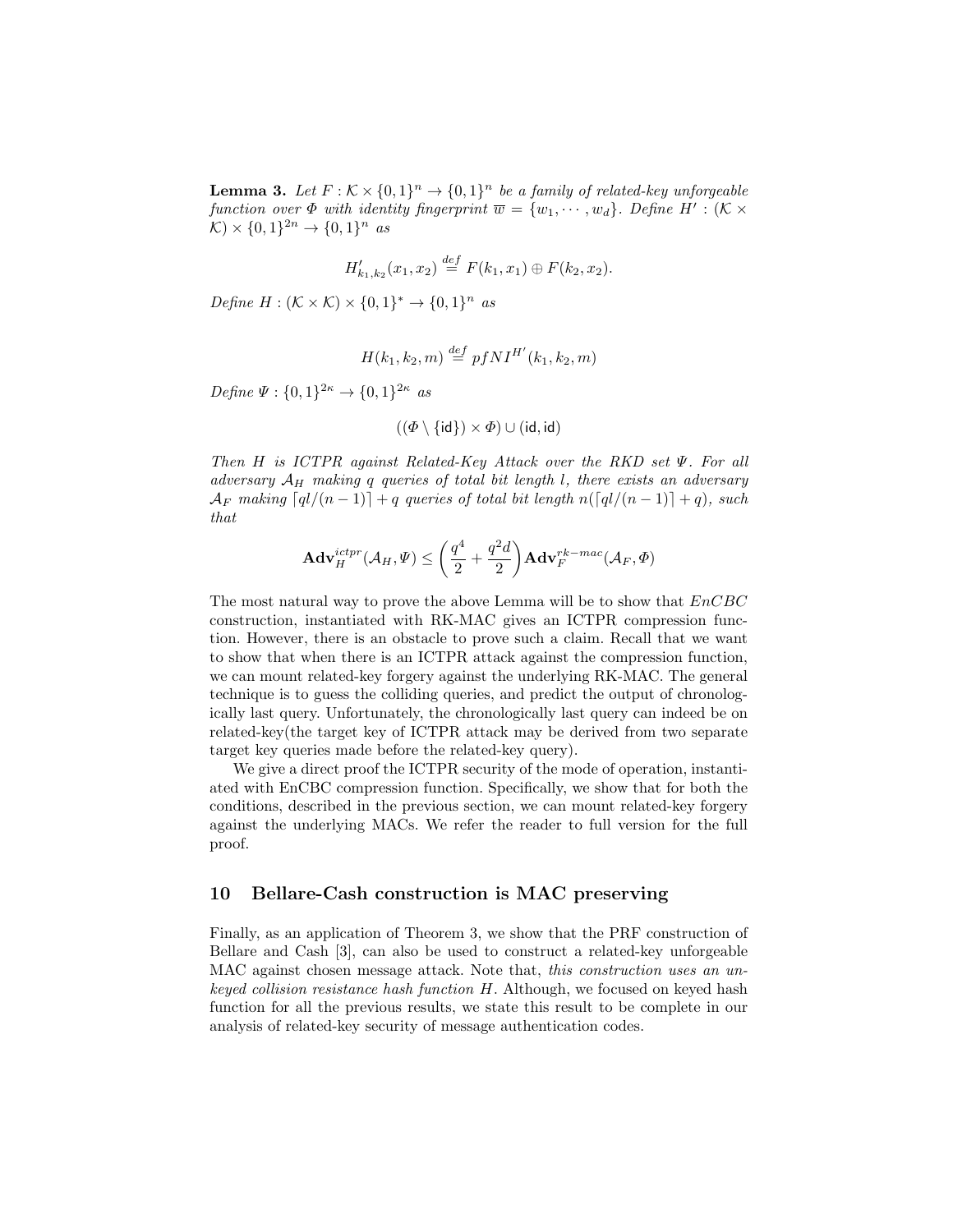**Lemma 3.** *Let $F : \mathcal{K} \times \{0,1\}^n \to \{0,1\}^n$ be a family of related-key unforgeable function over $\Phi$ with identity fingerprint $\overline{w} = \{w_1, \cdots, w_d\}$. Define $H' : (\mathcal{K} \times \mathcal{K}) \times \{0,1\}^{2n} \to \{0,1\}^n$ as*

$$H'_{k_1,k_2}(x_1, x_2) \stackrel{def}{=} F(k_1, x_1) \oplus F(k_2, x_2).$$

*Define $H : (\mathcal{K} \times \mathcal{K}) \times \{0,1\}^* \to \{0,1\}^n$ as*

$$H(k_1, k_2, m) \stackrel{def}{=} pfNI^{H'}(k_1, k_2, m)$$

*Define $\Psi : \{0,1\}^{2\kappa} \to \{0,1\}^{2\kappa}$ as*

$$((\Phi \setminus \{\mathsf{id}\}) \times \Phi) \cup (\mathsf{id}, \mathsf{id})$$

*Then $H$ is ICTPR against Related-Key Attack over the RKD set $\Psi$. For all adversary $\mathcal{A}_H$ making $q$ queries of total bit length $l$, there exists an adversary $\mathcal{A}_F$ making $\lceil ql/(n-1) \rceil + q$ queries of total bit length $n(\lceil ql/(n-1) \rceil + q)$, such that*

$$\mathbf{Adv}^{ictpr}_H(\mathcal{A}_H, \Psi) \leq \left( \frac{q^4}{2} + \frac{q^2 d}{2} \right) \mathbf{Adv}^{rk-mac}_F(\mathcal{A}_F, \Phi)$$

The most natural way to prove the above Lemma will be to show that *EnCBC* construction, instantiated with RK-MAC gives an ICTPR compression function. However, there is an obstacle to prove such a claim. Recall that we want to show that when there is an ICTPR attack against the compression function, we can mount related-key forgery against the underlying RK-MAC. The general technique is to guess the colliding queries, and predict the output of chronologically last query. Unfortunately, the chronologically last query can indeed be on related-key(the target key of ICTPR attack may be derived from two separate target key queries made before the related-key query).

We give a direct proof the ICTPR security of the mode of operation, instantiated with EnCBC compression function. Specifically, we show that for both the conditions, described in the previous section, we can mount related-key forgery against the underlying MACs. We refer the reader to full version for the full proof.

## 10 Bellare-Cash construction is MAC preserving

Finally, as an application of Theorem 3, we show that the PRF construction of Bellare and Cash [3], can also be used to construct a related-key unforgeable MAC against chosen message attack. Note that, *this construction uses an unkeyed collision resistance hash function $H$*. Although, we focused on keyed hash function for all the previous results, we state this result to be complete in our analysis of related-key security of message authentication codes.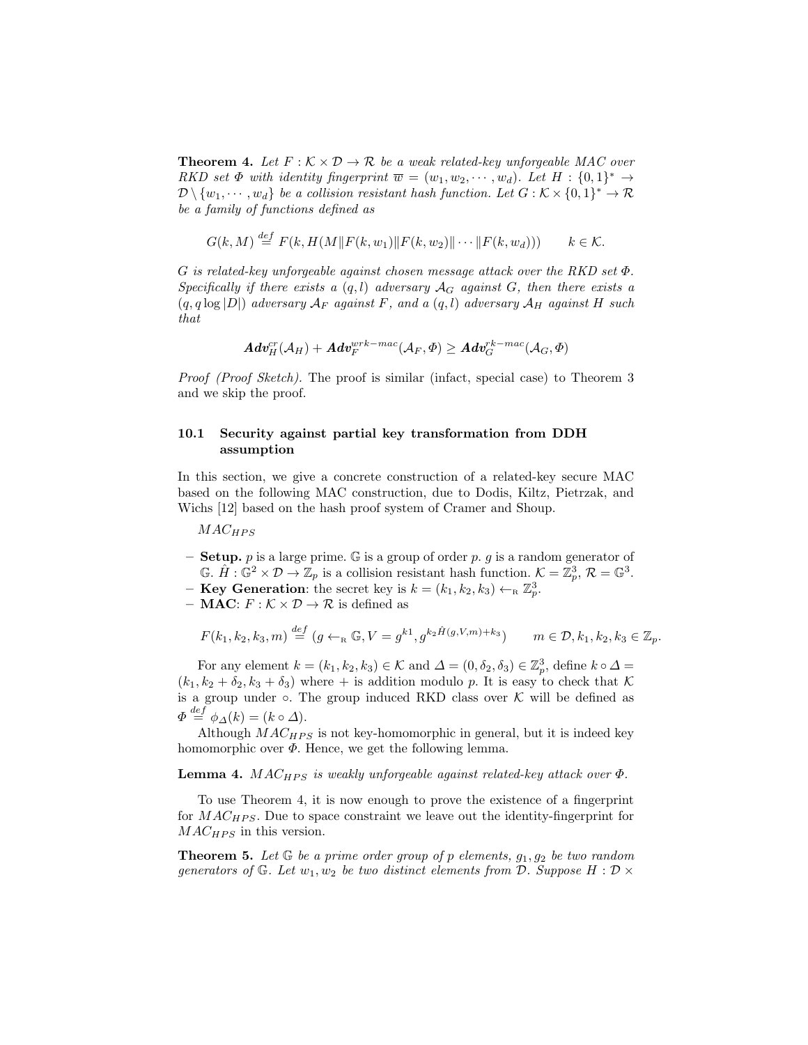**Theorem 4.** *Let $F : \mathcal{K} \times \mathcal{D} \to \mathcal{R}$ be a weak related-key unforgeable MAC over RKD set $\Phi$ with identity fingerprint $\overline{w} = (w_1, w_2, \cdots, w_d)$. Let $H : \{0,1\}^* \to \mathcal{D} \setminus \{w_1, \cdots, w_d\}$ be a collision resistant hash function. Let $G : \mathcal{K} \times \{0,1\}^* \to \mathcal{R}$ be a family of functions defined as*

$$G(k, M) \stackrel{def}{=} F(k, H(M \| F(k, w_1) \| F(k, w_2) \| \cdots \| F(k, w_d))) \qquad k \in \mathcal{K}.$$

*$G$ is related-key unforgeable against chosen message attack over the RKD set $\Phi$. Specifically if there exists a $(q, l)$ adversary $\mathcal{A}_G$ against $G$, then there exists a $(q, q \log |D|)$ adversary $\mathcal{A}_F$ against $F$, and a $(q, l)$ adversary $\mathcal{A}_H$ against $H$ such that*

$$\textbf{\textit{Adv}}_H^{cr}(\mathcal{A}_H) + \textbf{\textit{Adv}}_F^{wrk-mac}(\mathcal{A}_F, \Phi) \geq \textbf{\textit{Adv}}_G^{rk-mac}(\mathcal{A}_G, \Phi)$$

*Proof (Proof Sketch).* The proof is similar (infact, special case) to Theorem 3 and we skip the proof.

### 10.1 Security against partial key transformation from DDH assumption

In this section, we give a concrete construction of a related-key secure MAC based on the following MAC construction, due to Dodis, Kiltz, Pietrzak, and Wichs [12] based on the hash proof system of Cramer and Shoup.

$MAC_{HPS}$

- **Setup.** $p$ is a large prime. $\mathbb{G}$ is a group of order $p$. $g$ is a random generator of $\mathbb{G}$. $\hat{H} : \mathbb{G}^2 \times \mathcal{D} \to \mathbb{Z}_p$ is a collision resistant hash function. $\mathcal{K} = \mathbb{Z}_p^3$, $\mathcal{R} = \mathbb{G}^3$.
- **Key Generation**: the secret key is $k = (k_1, k_2, k_3) \leftarrow_{\text{R}} \mathbb{Z}_p^3$.
- **MAC**: $F : \mathcal{K} \times \mathcal{D} \to \mathcal{R}$ is defined as

$$F(k_1, k_2, k_3, m) \stackrel{def}{=} (g \leftarrow_{\text{R}} \mathbb{G}, V = g^{k1}, g^{k_2 \hat{H}(g,V,m) + k_3}) \qquad m \in \mathcal{D}, k_1, k_2, k_3 \in \mathbb{Z}_p.$$

For any element $k = (k_1, k_2, k_3) \in \mathcal{K}$ and $\Delta = (0, \delta_2, \delta_3) \in \mathbb{Z}_p^3$, define $k \circ \Delta = (k_1, k_2 + \delta_2, k_3 + \delta_3)$ where $+$ is addition modulo $p$. It is easy to check that $\mathcal{K}$ is a group under $\circ$. The group induced RKD class over $\mathcal{K}$ will be defined as $\Phi \stackrel{def}{=} \phi_\Delta(k) = (k \circ \Delta)$.

Although $MAC_{HPS}$ is not key-homomorphic in general, but it is indeed key homomorphic over $\Phi$. Hence, we get the following lemma.

**Lemma 4.** *$MAC_{HPS}$ is weakly unforgeable against related-key attack over $\Phi$.*

To use Theorem 4, it is now enough to prove the existence of a fingerprint for $MAC_{HPS}$. Due to space constraint we leave out the identity-fingerprint for $MAC_{HPS}$ in this version.

**Theorem 5.** *Let $\mathbb{G}$ be a prime order group of $p$ elements, $g_1, g_2$ be two random generators of $\mathbb{G}$. Let $w_1, w_2$ be two distinct elements from $\mathcal{D}$. Suppose $H : \mathcal{D} \times$*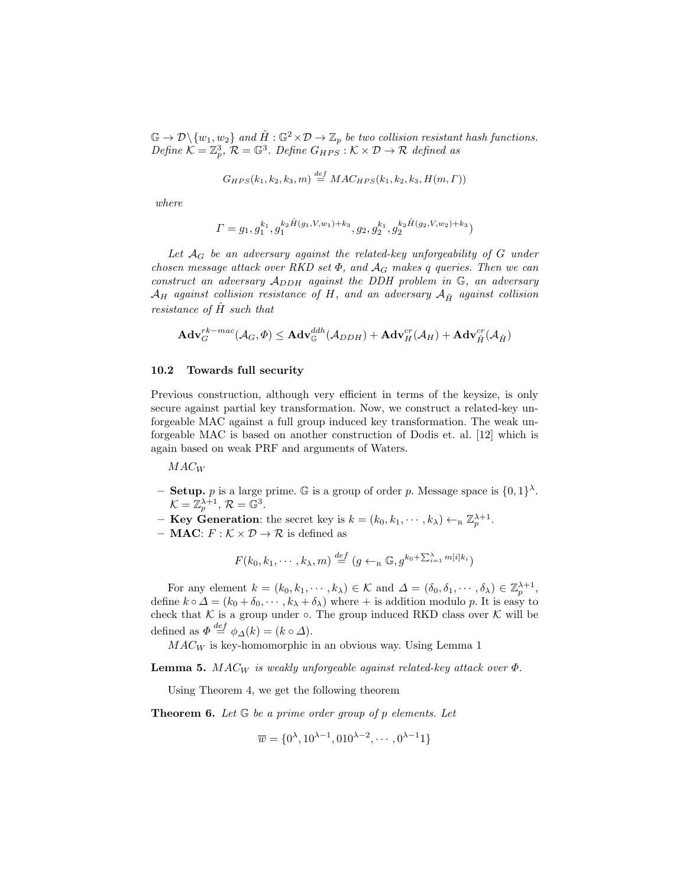$\mathbb{G} \to \mathcal{D}\backslash\{w_1, w_2\}$ *and* $\hat{H} : \mathbb{G}^2 \times \mathcal{D} \to \mathbb{Z}_p$ *be two collision resistant hash functions. Define* $\mathcal{K} = \mathbb{Z}_p^3$*,* $\mathcal{R} = \mathbb{G}^3$*. Define* $G_{HPS} : \mathcal{K} \times \mathcal{D} \to \mathcal{R}$ *defined as*

$$G_{HPS}(k_1, k_2, k_3, m) \stackrel{def}{=} MAC_{HPS}(k_1, k_2, k_3, H(m, \Gamma))$$

*where*

$$\Gamma = g_1, g_1^{k_1}, g_1^{k_2 \hat{H}(g_1, V, w_1) + k_3}, g_2, g_2^{k_1}, g_2^{k_2 \hat{H}(g_2, V, w_2) + k_3})$$

*Let* $\mathcal{A}_G$ *be an adversary against the related-key unforgeability of* $G$ *under chosen message attack over RKD set* $\Phi$*, and* $\mathcal{A}_G$ *makes* $q$ *queries. Then we can construct an adversary* $\mathcal{A}_{DDH}$ *against the DDH problem in* $\mathbb{G}$*, an adversary* $\mathcal{A}_H$ *against collision resistance of* $H$*, and an adversary* $\mathcal{A}_{\hat{H}}$ *against collision resistance of* $\hat{H}$ *such that*

$$\mathbf{Adv}_G^{rk-mac}(\mathcal{A}_G, \Phi) \leq \mathbf{Adv}_{\mathbb{G}}^{ddh}(\mathcal{A}_{DDH}) + \mathbf{Adv}_H^{cr}(\mathcal{A}_H) + \mathbf{Adv}_{\hat{H}}^{cr}(\mathcal{A}_{\hat{H}})$$

### 10.2 Towards full security

Previous construction, although very efficient in terms of the keysize, is only secure against partial key transformation. Now, we construct a related-key unforgeable MAC against a full group induced key transformation. The weak unforgeable MAC is based on another construction of Dodis et. al. [12] which is again based on weak PRF and arguments of Waters.

$MAC_W$

- **Setup.** $p$ is a large prime. $\mathbb{G}$ is a group of order $p$. Message space is $\{0,1\}^\lambda$. $\mathcal{K} = \mathbb{Z}_p^{\lambda+1}$, $\mathcal{R} = \mathbb{G}^3$.
- **Key Generation**: the secret key is $k = (k_0, k_1, \cdots, k_\lambda) \leftarrow_{\text{R}} \mathbb{Z}_p^{\lambda+1}$.
- **MAC**: $F : \mathcal{K} \times \mathcal{D} \to \mathcal{R}$ is defined as

$$F(k_0, k_1, \cdots, k_\lambda, m) \stackrel{def}{=} (g \leftarrow_{\text{R}} \mathbb{G}, g^{k_0 + \sum_{i=1}^{\lambda} m[i] k_i})$$

For any element $k = (k_0, k_1, \cdots, k_\lambda) \in \mathcal{K}$ and $\Delta = (\delta_0, \delta_1, \cdots, \delta_\lambda) \in \mathbb{Z}_p^{\lambda+1}$, define $k \circ \Delta = (k_0 + \delta_0, \cdots, k_\lambda + \delta_\lambda)$ where $+$ is addition modulo $p$. It is easy to check that $\mathcal{K}$ is a group under $\circ$. The group induced RKD class over $\mathcal{K}$ will be defined as $\Phi \stackrel{def}{=} \phi_\Delta(k) = (k \circ \Delta)$.

$MAC_W$ is key-homomorphic in an obvious way. Using Lemma 1

**Lemma 5.** *$MAC_W$ is weakly unforgeable against related-key attack over $\Phi$.*

Using Theorem 4, we get the following theorem

**Theorem 6.** *Let $\mathbb{G}$ be a prime order group of $p$ elements. Let*

$$\overline{w} = \{0^\lambda, 10^{\lambda-1}, 010^{\lambda-2}, \cdots, 0^{\lambda-1}1\}$$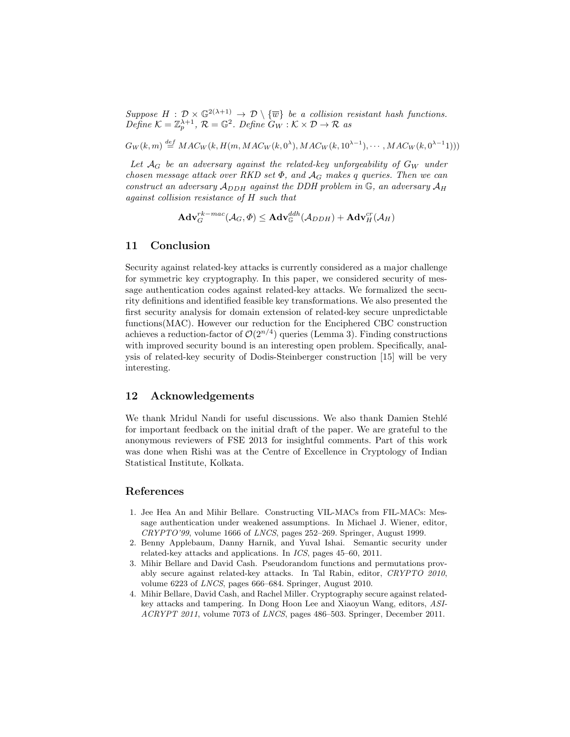*Suppose $H : \mathcal{D} \times \mathbb{G}^{2(\lambda+1)} \to \mathcal{D} \setminus \{\overline{w}\}$ be a collision resistant hash functions. Define $\mathcal{K} = \mathbb{Z}_p^{\lambda+1}$, $\mathcal{R} = \mathbb{G}^2$. Define $G_W : \mathcal{K} \times \mathcal{D} \to \mathcal{R}$ as*

$$G_W(k,m) \stackrel{def}{=} MAC_W(k, H(m, MAC_W(k, 0^\lambda), MAC_W(k, 10^{\lambda-1}), \cdots, MAC_W(k, 0^{\lambda-1}1)))$$

*Let $\mathcal{A}_G$ be an adversary against the related-key unforgeability of $G_W$ under chosen message attack over RKD set $\Phi$, and $\mathcal{A}_G$ makes $q$ queries. Then we can construct an adversary $\mathcal{A}_{DDH}$ against the DDH problem in $\mathbb{G}$, an adversary $\mathcal{A}_H$ against collision resistance of $H$ such that*

$$\mathbf{Adv}_G^{rk-mac}(\mathcal{A}_G, \Phi) \leq \mathbf{Adv}_{\mathbb{G}}^{ddh}(\mathcal{A}_{DDH}) + \mathbf{Adv}_H^{cr}(\mathcal{A}_H)$$

## 11 Conclusion

Security against related-key attacks is currently considered as a major challenge for symmetric key cryptography. In this paper, we considered security of message authentication codes against related-key attacks. We formalized the security definitions and identified feasible key transformations. We also presented the first security analysis for domain extension of related-key secure unpredictable functions(MAC). However our reduction for the Enciphered CBC construction achieves a reduction-factor of $\mathcal{O}(2^{n/4})$ queries (Lemma 3). Finding constructions with improved security bound is an interesting open problem. Specifically, analysis of related-key security of Dodis-Steinberger construction [15] will be very interesting.

## 12 Acknowledgements

We thank Mridul Nandi for useful discussions. We also thank Damien Stehlé for important feedback on the initial draft of the paper. We are grateful to the anonymous reviewers of FSE 2013 for insightful comments. Part of this work was done when Rishi was at the Centre of Excellence in Cryptology of Indian Statistical Institute, Kolkata.

## References

1. Jee Hea An and Mihir Bellare. Constructing VIL-MACs from FIL-MACs: Message authentication under weakened assumptions. In Michael J. Wiener, editor, *CRYPTO'99*, volume 1666 of *LNCS*, pages 252–269. Springer, August 1999.
2. Benny Applebaum, Danny Harnik, and Yuval Ishai. Semantic security under related-key attacks and applications. In *ICS*, pages 45–60, 2011.
3. Mihir Bellare and David Cash. Pseudorandom functions and permutations provably secure against related-key attacks. In Tal Rabin, editor, *CRYPTO 2010*, volume 6223 of *LNCS*, pages 666–684. Springer, August 2010.
4. Mihir Bellare, David Cash, and Rachel Miller. Cryptography secure against related-key attacks and tampering. In Dong Hoon Lee and Xiaoyun Wang, editors, *ASIACRYPT 2011*, volume 7073 of *LNCS*, pages 486–503. Springer, December 2011.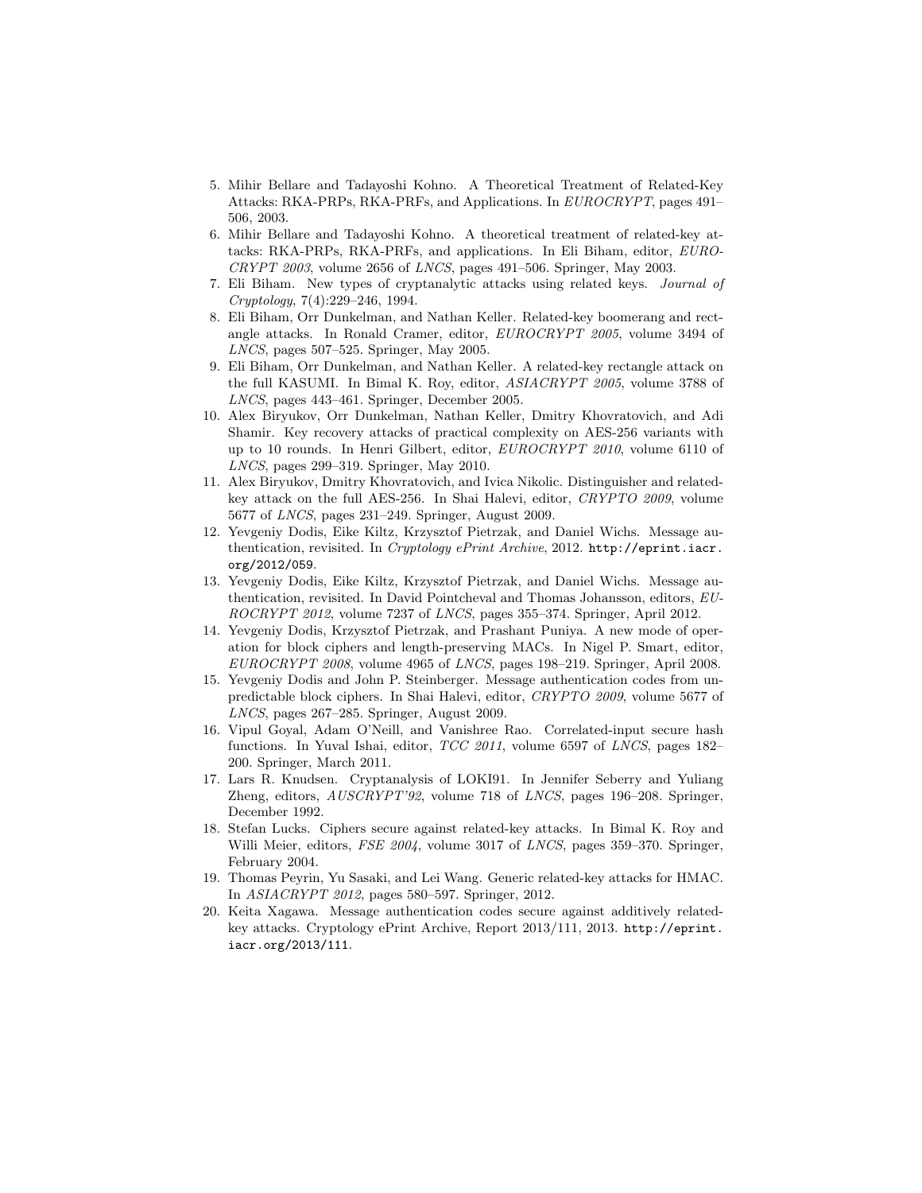5. Mihir Bellare and Tadayoshi Kohno. A Theoretical Treatment of Related-Key Attacks: RKA-PRPs, RKA-PRFs, and Applications. In *EUROCRYPT*, pages 491–506, 2003.
6. Mihir Bellare and Tadayoshi Kohno. A theoretical treatment of related-key attacks: RKA-PRPs, RKA-PRFs, and applications. In Eli Biham, editor, *EUROCRYPT 2003*, volume 2656 of *LNCS*, pages 491–506. Springer, May 2003.
7. Eli Biham. New types of cryptanalytic attacks using related keys. *Journal of Cryptology*, 7(4):229–246, 1994.
8. Eli Biham, Orr Dunkelman, and Nathan Keller. Related-key boomerang and rectangle attacks. In Ronald Cramer, editor, *EUROCRYPT 2005*, volume 3494 of *LNCS*, pages 507–525. Springer, May 2005.
9. Eli Biham, Orr Dunkelman, and Nathan Keller. A related-key rectangle attack on the full KASUMI. In Bimal K. Roy, editor, *ASIACRYPT 2005*, volume 3788 of *LNCS*, pages 443–461. Springer, December 2005.
10. Alex Biryukov, Orr Dunkelman, Nathan Keller, Dmitry Khovratovich, and Adi Shamir. Key recovery attacks of practical complexity on AES-256 variants with up to 10 rounds. In Henri Gilbert, editor, *EUROCRYPT 2010*, volume 6110 of *LNCS*, pages 299–319. Springer, May 2010.
11. Alex Biryukov, Dmitry Khovratovich, and Ivica Nikolic. Distinguisher and related-key attack on the full AES-256. In Shai Halevi, editor, *CRYPTO 2009*, volume 5677 of *LNCS*, pages 231–249. Springer, August 2009.
12. Yevgeniy Dodis, Eike Kiltz, Krzysztof Pietrzak, and Daniel Wichs. Message authentication, revisited. In *Cryptology ePrint Archive*, 2012. `http://eprint.iacr.org/2012/059`.
13. Yevgeniy Dodis, Eike Kiltz, Krzysztof Pietrzak, and Daniel Wichs. Message authentication, revisited. In David Pointcheval and Thomas Johansson, editors, *EUROCRYPT 2012*, volume 7237 of *LNCS*, pages 355–374. Springer, April 2012.
14. Yevgeniy Dodis, Krzysztof Pietrzak, and Prashant Puniya. A new mode of operation for block ciphers and length-preserving MACs. In Nigel P. Smart, editor, *EUROCRYPT 2008*, volume 4965 of *LNCS*, pages 198–219. Springer, April 2008.
15. Yevgeniy Dodis and John P. Steinberger. Message authentication codes from unpredictable block ciphers. In Shai Halevi, editor, *CRYPTO 2009*, volume 5677 of *LNCS*, pages 267–285. Springer, August 2009.
16. Vipul Goyal, Adam O'Neill, and Vanishree Rao. Correlated-input secure hash functions. In Yuval Ishai, editor, *TCC 2011*, volume 6597 of *LNCS*, pages 182–200. Springer, March 2011.
17. Lars R. Knudsen. Cryptanalysis of LOKI91. In Jennifer Seberry and Yuliang Zheng, editors, *AUSCRYPT'92*, volume 718 of *LNCS*, pages 196–208. Springer, December 1992.
18. Stefan Lucks. Ciphers secure against related-key attacks. In Bimal K. Roy and Willi Meier, editors, *FSE 2004*, volume 3017 of *LNCS*, pages 359–370. Springer, February 2004.
19. Thomas Peyrin, Yu Sasaki, and Lei Wang. Generic related-key attacks for HMAC. In *ASIACRYPT 2012*, pages 580–597. Springer, 2012.
20. Keita Xagawa. Message authentication codes secure against additively related-key attacks. Cryptology ePrint Archive, Report 2013/111, 2013. `http://eprint.iacr.org/2013/111`.